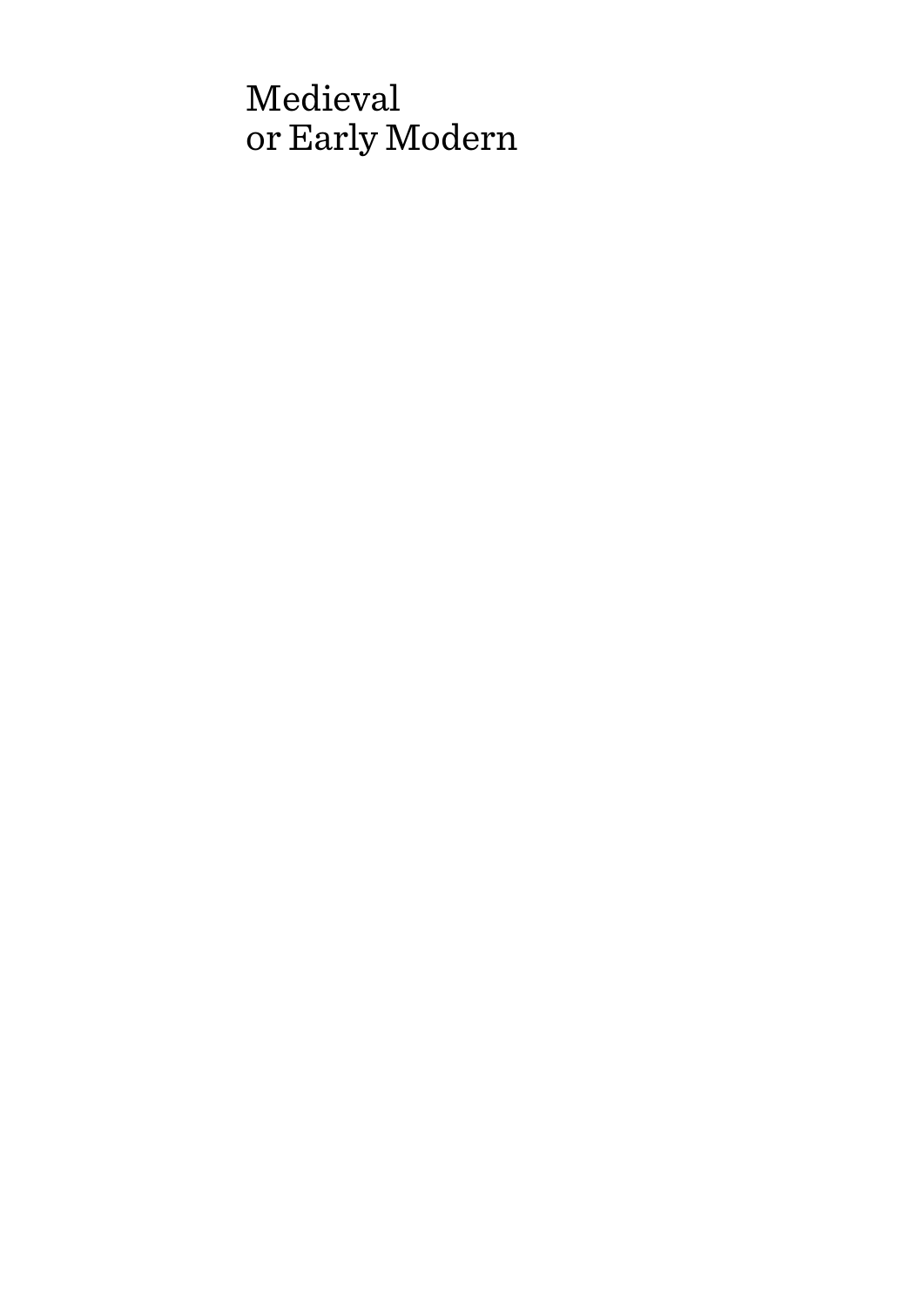# Medieval or Early Modern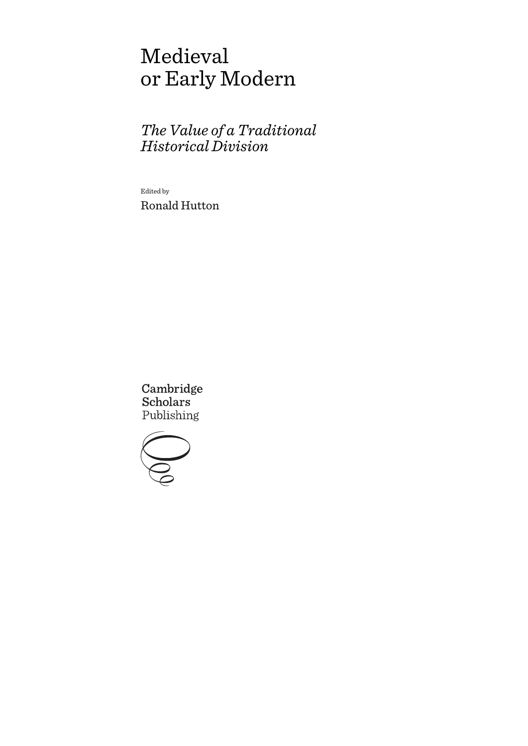# Medieval or Early Modern

## *The Value of a Traditional Historical Division*

Edited by

Ronald Hutton

Cambridge Scholars Publishing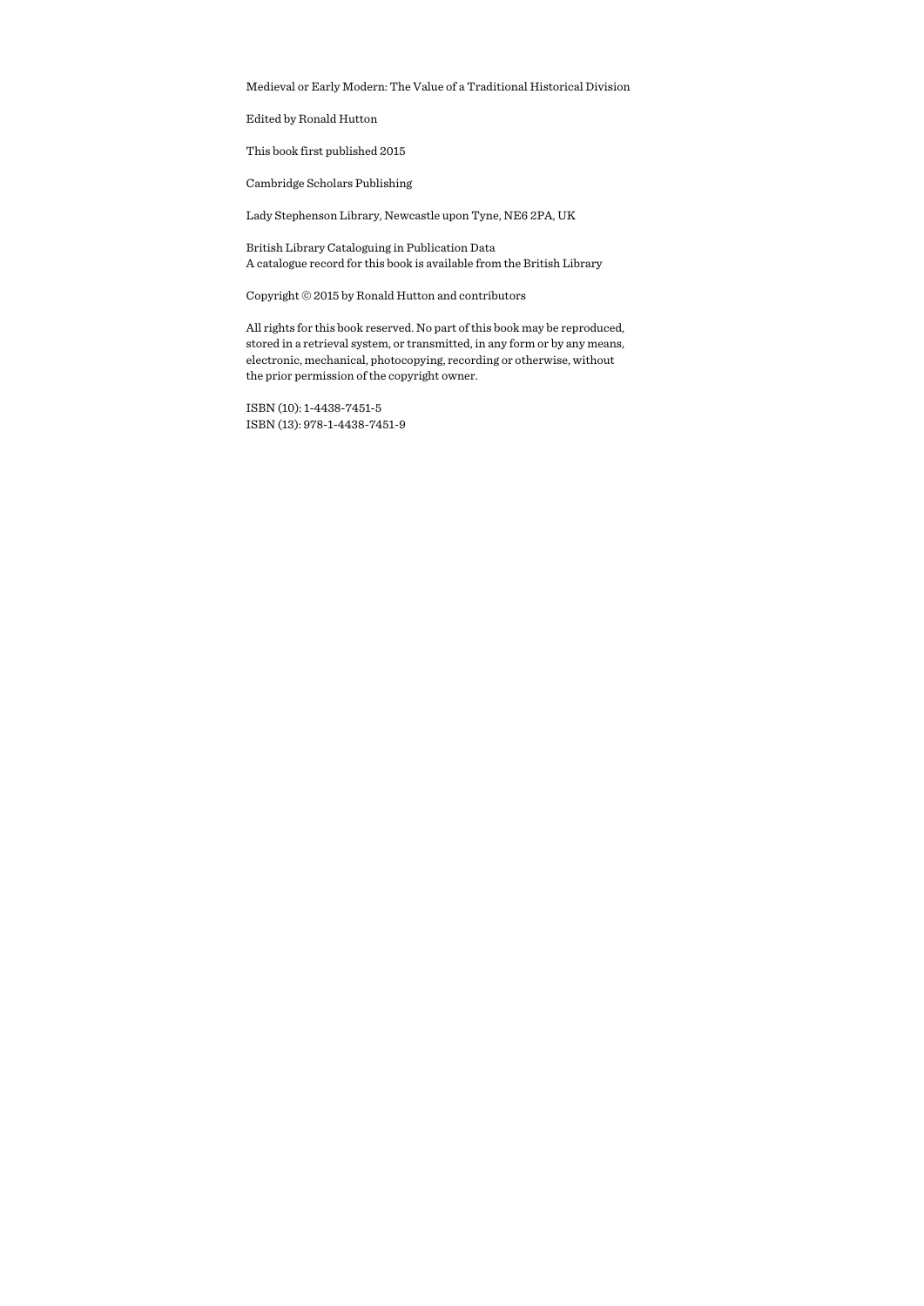Medieval or Early Modern: The Value of a Traditional Historical Division

Edited by Ronald Hutton

This book first published 2015

Cambridge Scholars Publishing

Lady Stephenson Library, Newcastle upon Tyne, NE6 2PA, UK

British Library Cataloguing in Publication Data
A catalogue record for this book is available from the British Library

Copyright © 2015 by Ronald Hutton and contributors

All rights for this book reserved. No part of this book may be reproduced, stored in a retrieval system, or transmitted, in any form or by any means, electronic, mechanical, photocopying, recording or otherwise, without the prior permission of the copyright owner.

ISBN (10): 1-4438-7451-5
ISBN (13): 978-1-4438-7451-9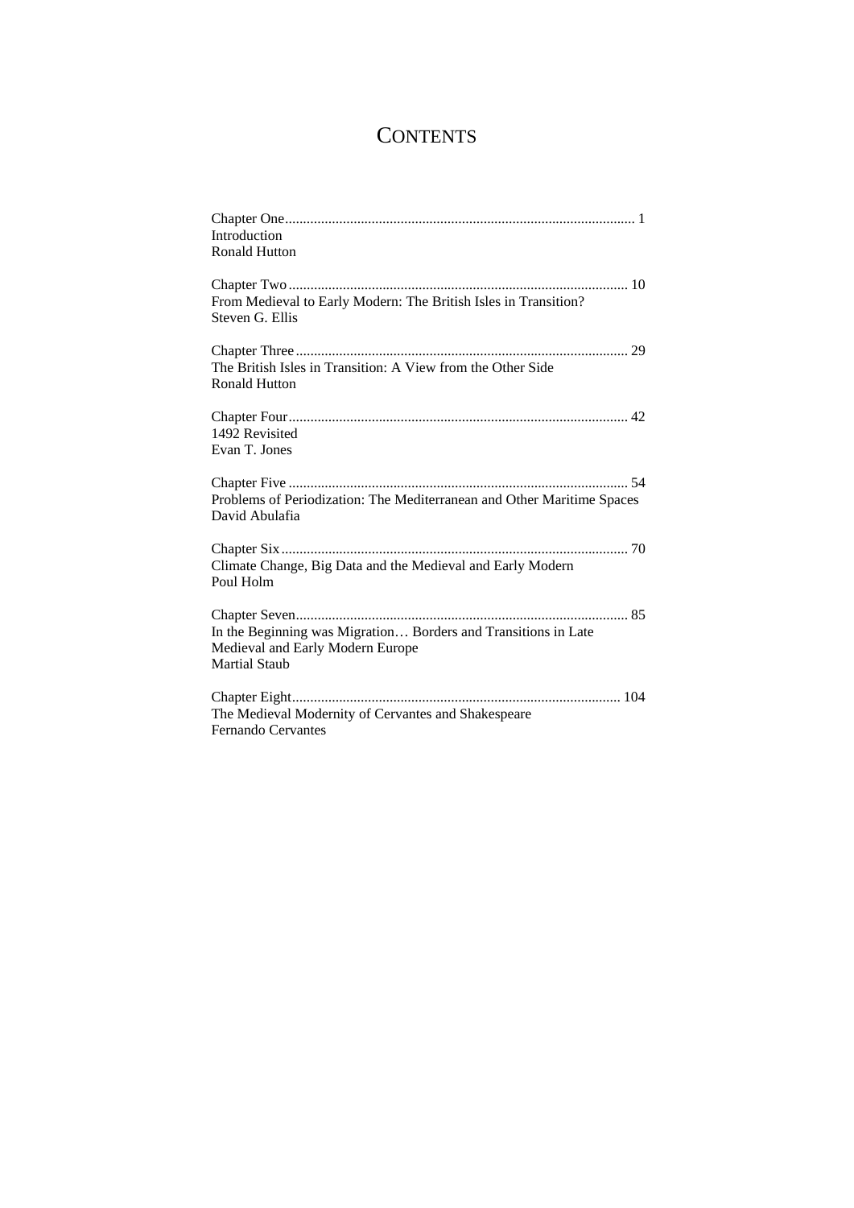# CONTENTS

Chapter One ........................................................................................... 1
Introduction
Ronald Hutton

Chapter Two ........................................................................................... 10
From Medieval to Early Modern: The British Isles in Transition?
Steven G. Ellis

Chapter Three ......................................................................................... 29
The British Isles in Transition: A View from the Other Side
Ronald Hutton

Chapter Four .......................................................................................... 42
1492 Revisited
Evan T. Jones

Chapter Five ........................................................................................... 54
Problems of Periodization: The Mediterranean and Other Maritime Spaces
David Abulafia

Chapter Six ............................................................................................. 70
Climate Change, Big Data and the Medieval and Early Modern
Poul Holm

Chapter Seven ......................................................................................... 85
In the Beginning was Migration… Borders and Transitions in Late Medieval and Early Modern Europe
Martial Staub

Chapter Eight ........................................................................................ 104
The Medieval Modernity of Cervantes and Shakespeare
Fernando Cervantes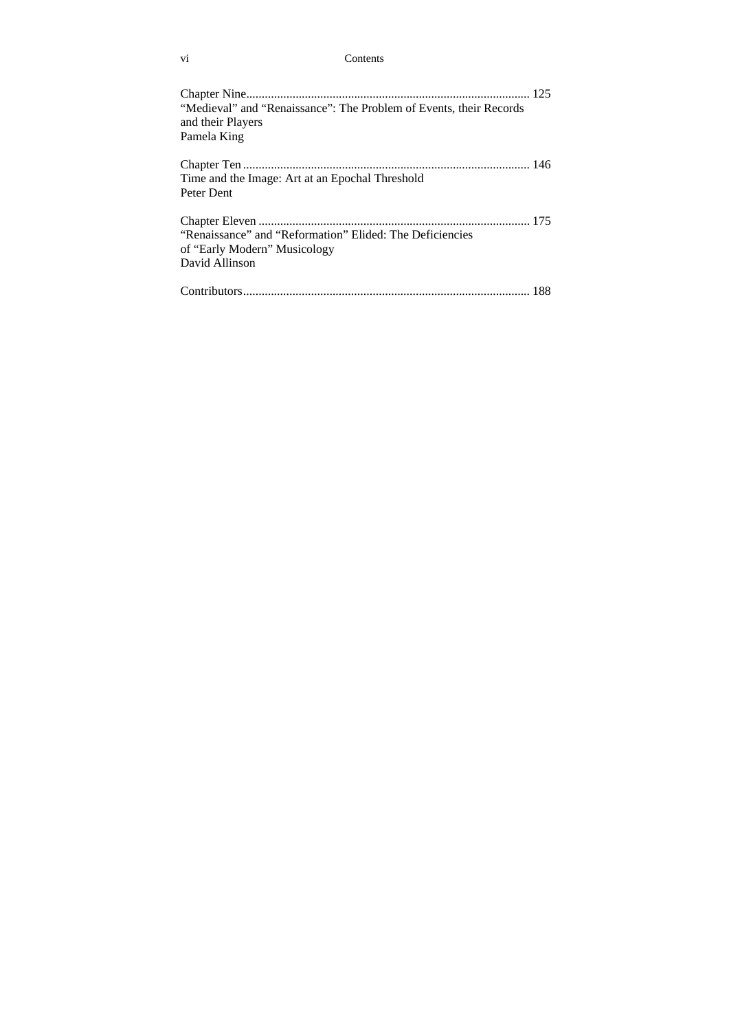Chapter Nine ........................................................................................... 125
"Medieval" and "Renaissance": The Problem of Events, their Records and their Players
Pamela King

Chapter Ten ............................................................................................ 146
Time and the Image: Art at an Epochal Threshold
Peter Dent

Chapter Eleven ........................................................................................ 175
"Renaissance" and "Reformation" Elided: The Deficiencies of "Early Modern" Musicology
David Allinson

Contributors............................................................................................ 188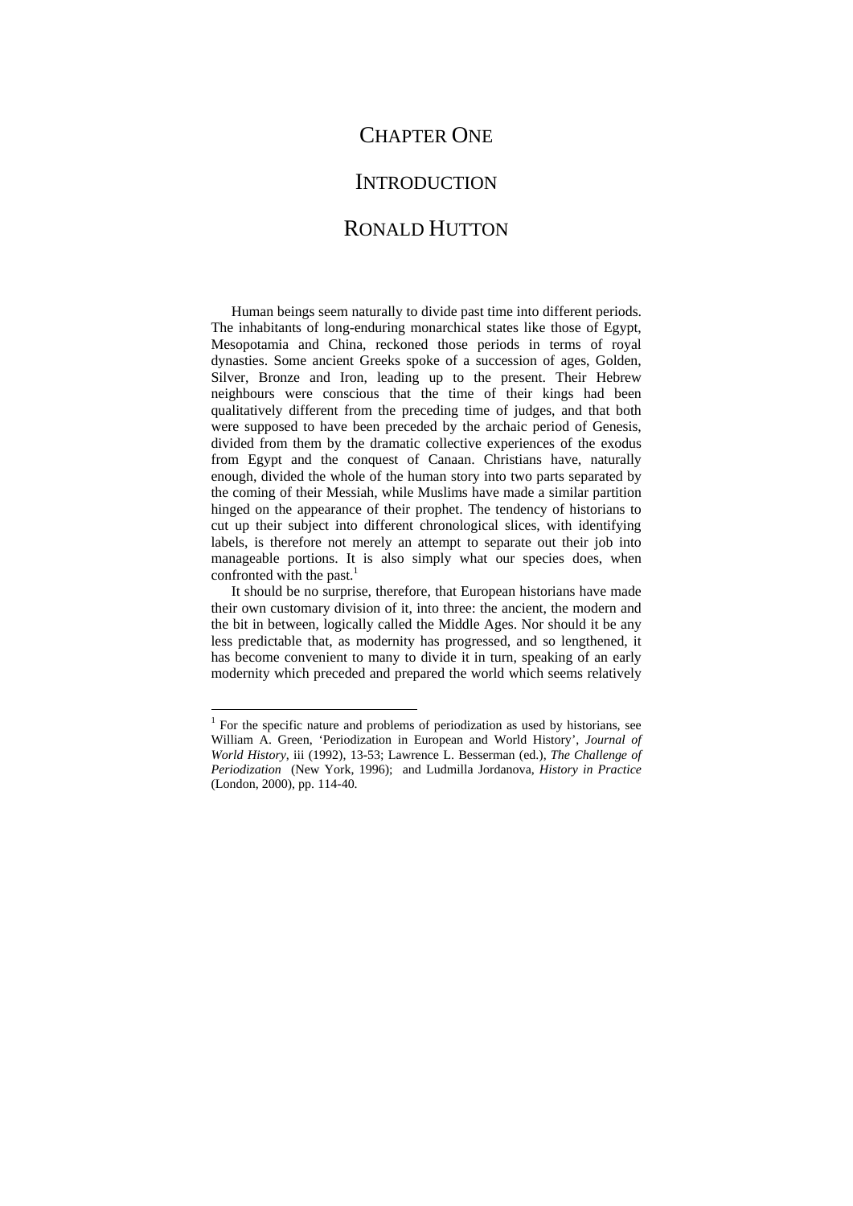# CHAPTER ONE

# INTRODUCTION

# RONALD HUTTON

Human beings seem naturally to divide past time into different periods. The inhabitants of long-enduring monarchical states like those of Egypt, Mesopotamia and China, reckoned those periods in terms of royal dynasties. Some ancient Greeks spoke of a succession of ages, Golden, Silver, Bronze and Iron, leading up to the present. Their Hebrew neighbours were conscious that the time of their kings had been qualitatively different from the preceding time of judges, and that both were supposed to have been preceded by the archaic period of Genesis, divided from them by the dramatic collective experiences of the exodus from Egypt and the conquest of Canaan. Christians have, naturally enough, divided the whole of the human story into two parts separated by the coming of their Messiah, while Muslims have made a similar partition hinged on the appearance of their prophet. The tendency of historians to cut up their subject into different chronological slices, with identifying labels, is therefore not merely an attempt to separate out their job into manageable portions. It is also simply what our species does, when confronted with the past.[1]

It should be no surprise, therefore, that European historians have made their own customary division of it, into three: the ancient, the modern and the bit in between, logically called the Middle Ages. Nor should it be any less predictable that, as modernity has progressed, and so lengthened, it has become convenient to many to divide it in turn, speaking of an early modernity which preceded and prepared the world which seems relatively

---

[1] For the specific nature and problems of periodization as used by historians, see William A. Green, 'Periodization in European and World History', *Journal of World History*, iii (1992), 13-53; Lawrence L. Besserman (ed.), *The Challenge of Periodization* (New York, 1996); and Ludmilla Jordanova, *History in Practice* (London, 2000), pp. 114-40.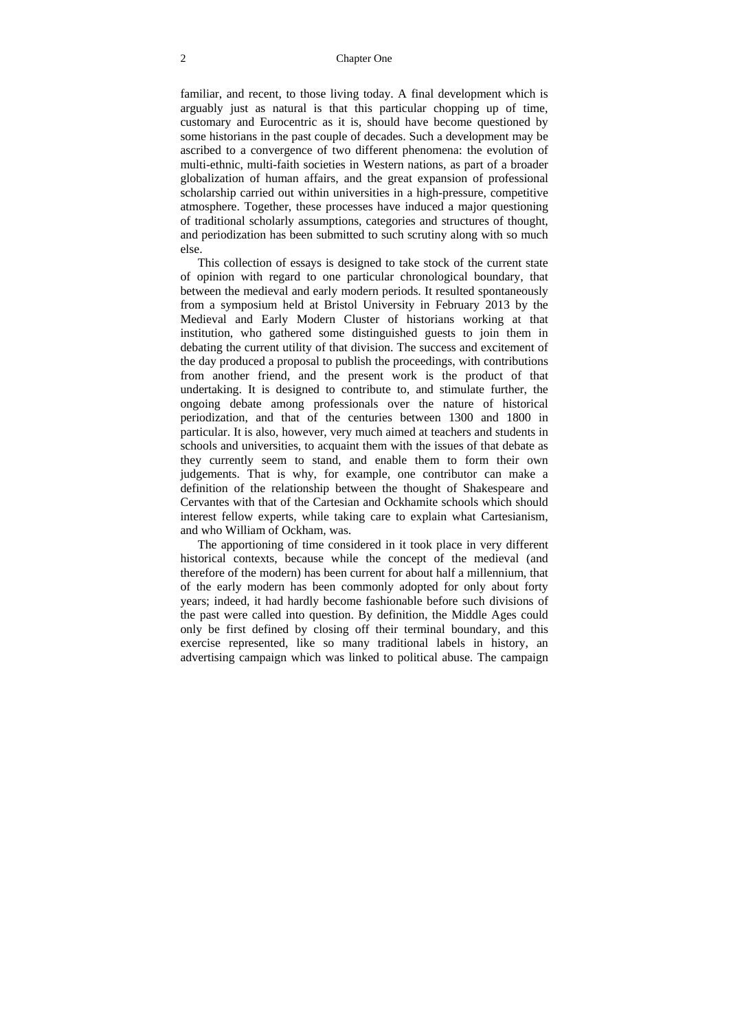familiar, and recent, to those living today. A final development which is arguably just as natural is that this particular chopping up of time, customary and Eurocentric as it is, should have become questioned by some historians in the past couple of decades. Such a development may be ascribed to a convergence of two different phenomena: the evolution of multi-ethnic, multi-faith societies in Western nations, as part of a broader globalization of human affairs, and the great expansion of professional scholarship carried out within universities in a high-pressure, competitive atmosphere. Together, these processes have induced a major questioning of traditional scholarly assumptions, categories and structures of thought, and periodization has been submitted to such scrutiny along with so much else.

This collection of essays is designed to take stock of the current state of opinion with regard to one particular chronological boundary, that between the medieval and early modern periods. It resulted spontaneously from a symposium held at Bristol University in February 2013 by the Medieval and Early Modern Cluster of historians working at that institution, who gathered some distinguished guests to join them in debating the current utility of that division. The success and excitement of the day produced a proposal to publish the proceedings, with contributions from another friend, and the present work is the product of that undertaking. It is designed to contribute to, and stimulate further, the ongoing debate among professionals over the nature of historical periodization, and that of the centuries between 1300 and 1800 in particular. It is also, however, very much aimed at teachers and students in schools and universities, to acquaint them with the issues of that debate as they currently seem to stand, and enable them to form their own judgements. That is why, for example, one contributor can make a definition of the relationship between the thought of Shakespeare and Cervantes with that of the Cartesian and Ockhamite schools which should interest fellow experts, while taking care to explain what Cartesianism, and who William of Ockham, was.

The apportioning of time considered in it took place in very different historical contexts, because while the concept of the medieval (and therefore of the modern) has been current for about half a millennium, that of the early modern has been commonly adopted for only about forty years; indeed, it had hardly become fashionable before such divisions of the past were called into question. By definition, the Middle Ages could only be first defined by closing off their terminal boundary, and this exercise represented, like so many traditional labels in history, an advertising campaign which was linked to political abuse. The campaign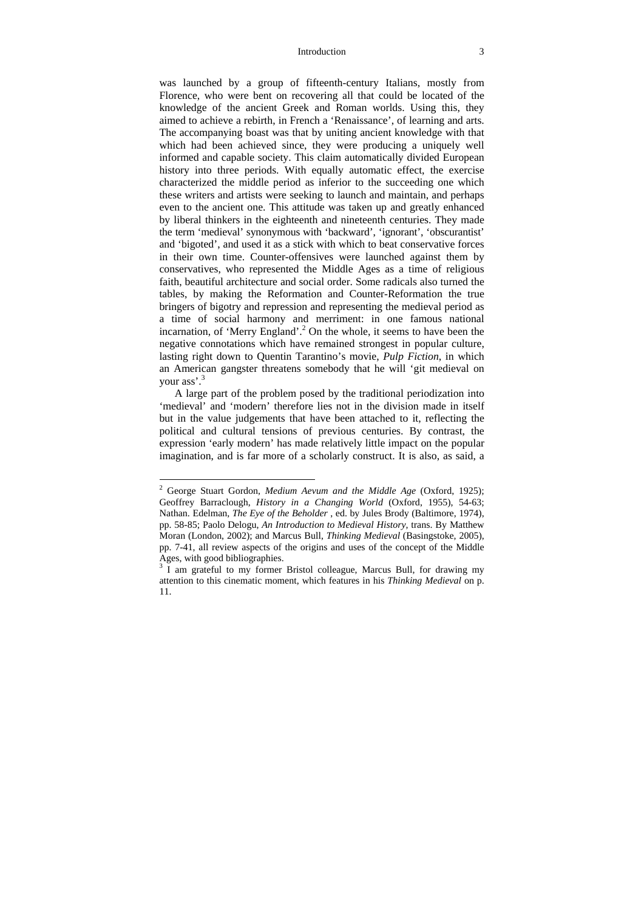was launched by a group of fifteenth-century Italians, mostly from Florence, who were bent on recovering all that could be located of the knowledge of the ancient Greek and Roman worlds. Using this, they aimed to achieve a rebirth, in French a 'Renaissance', of learning and arts. The accompanying boast was that by uniting ancient knowledge with that which had been achieved since, they were producing a uniquely well informed and capable society. This claim automatically divided European history into three periods. With equally automatic effect, the exercise characterized the middle period as inferior to the succeeding one which these writers and artists were seeking to launch and maintain, and perhaps even to the ancient one. This attitude was taken up and greatly enhanced by liberal thinkers in the eighteenth and nineteenth centuries. They made the term 'medieval' synonymous with 'backward', 'ignorant', 'obscurantist' and 'bigoted', and used it as a stick with which to beat conservative forces in their own time. Counter-offensives were launched against them by conservatives, who represented the Middle Ages as a time of religious faith, beautiful architecture and social order. Some radicals also turned the tables, by making the Reformation and Counter-Reformation the true bringers of bigotry and repression and representing the medieval period as a time of social harmony and merriment: in one famous national incarnation, of 'Merry England'.[2] On the whole, it seems to have been the negative connotations which have remained strongest in popular culture, lasting right down to Quentin Tarantino's movie, *Pulp Fiction*, in which an American gangster threatens somebody that he will 'git medieval on your ass'.[3]

A large part of the problem posed by the traditional periodization into 'medieval' and 'modern' therefore lies not in the division made in itself but in the value judgements that have been attached to it, reflecting the political and cultural tensions of previous centuries. By contrast, the expression 'early modern' has made relatively little impact on the popular imagination, and is far more of a scholarly construct. It is also, as said, a

---

[2] George Stuart Gordon, *Medium Aevum and the Middle Age* (Oxford, 1925); Geoffrey Barraclough, *History in a Changing World* (Oxford, 1955), 54-63; Nathan. Edelman, *The Eye of the Beholder* , ed. by Jules Brody (Baltimore, 1974), pp. 58-85; Paolo Delogu, *An Introduction to Medieval History*, trans. By Matthew Moran (London, 2002); and Marcus Bull, *Thinking Medieval* (Basingstoke, 2005), pp. 7-41, all review aspects of the origins and uses of the concept of the Middle Ages, with good bibliographies.

[3] I am grateful to my former Bristol colleague, Marcus Bull, for drawing my attention to this cinematic moment, which features in his *Thinking Medieval* on p. 11.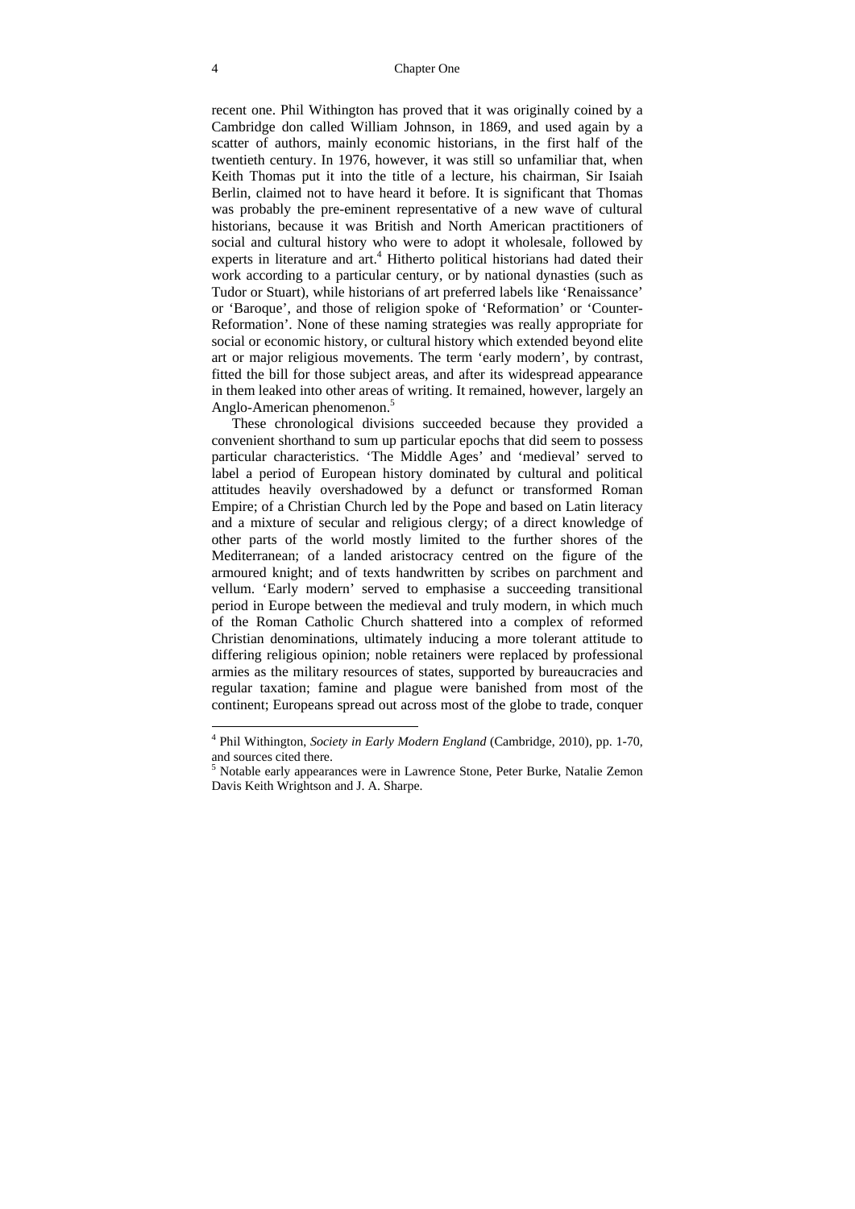recent one. Phil Withington has proved that it was originally coined by a Cambridge don called William Johnson, in 1869, and used again by a scatter of authors, mainly economic historians, in the first half of the twentieth century. In 1976, however, it was still so unfamiliar that, when Keith Thomas put it into the title of a lecture, his chairman, Sir Isaiah Berlin, claimed not to have heard it before. It is significant that Thomas was probably the pre-eminent representative of a new wave of cultural historians, because it was British and North American practitioners of social and cultural history who were to adopt it wholesale, followed by experts in literature and art.[4] Hitherto political historians had dated their work according to a particular century, or by national dynasties (such as Tudor or Stuart), while historians of art preferred labels like 'Renaissance' or 'Baroque', and those of religion spoke of 'Reformation' or 'Counter-Reformation'. None of these naming strategies was really appropriate for social or economic history, or cultural history which extended beyond elite art or major religious movements. The term 'early modern', by contrast, fitted the bill for those subject areas, and after its widespread appearance in them leaked into other areas of writing. It remained, however, largely an Anglo-American phenomenon.[5]

These chronological divisions succeeded because they provided a convenient shorthand to sum up particular epochs that did seem to possess particular characteristics. 'The Middle Ages' and 'medieval' served to label a period of European history dominated by cultural and political attitudes heavily overshadowed by a defunct or transformed Roman Empire; of a Christian Church led by the Pope and based on Latin literacy and a mixture of secular and religious clergy; of a direct knowledge of other parts of the world mostly limited to the further shores of the Mediterranean; of a landed aristocracy centred on the figure of the armoured knight; and of texts handwritten by scribes on parchment and vellum. 'Early modern' served to emphasise a succeeding transitional period in Europe between the medieval and truly modern, in which much of the Roman Catholic Church shattered into a complex of reformed Christian denominations, ultimately inducing a more tolerant attitude to differing religious opinion; noble retainers were replaced by professional armies as the military resources of states, supported by bureaucracies and regular taxation; famine and plague were banished from most of the continent; Europeans spread out across most of the globe to trade, conquer

---

[4] Phil Withington, *Society in Early Modern England* (Cambridge, 2010), pp. 1-70, and sources cited there.

[5] Notable early appearances were in Lawrence Stone, Peter Burke, Natalie Zemon Davis Keith Wrightson and J. A. Sharpe.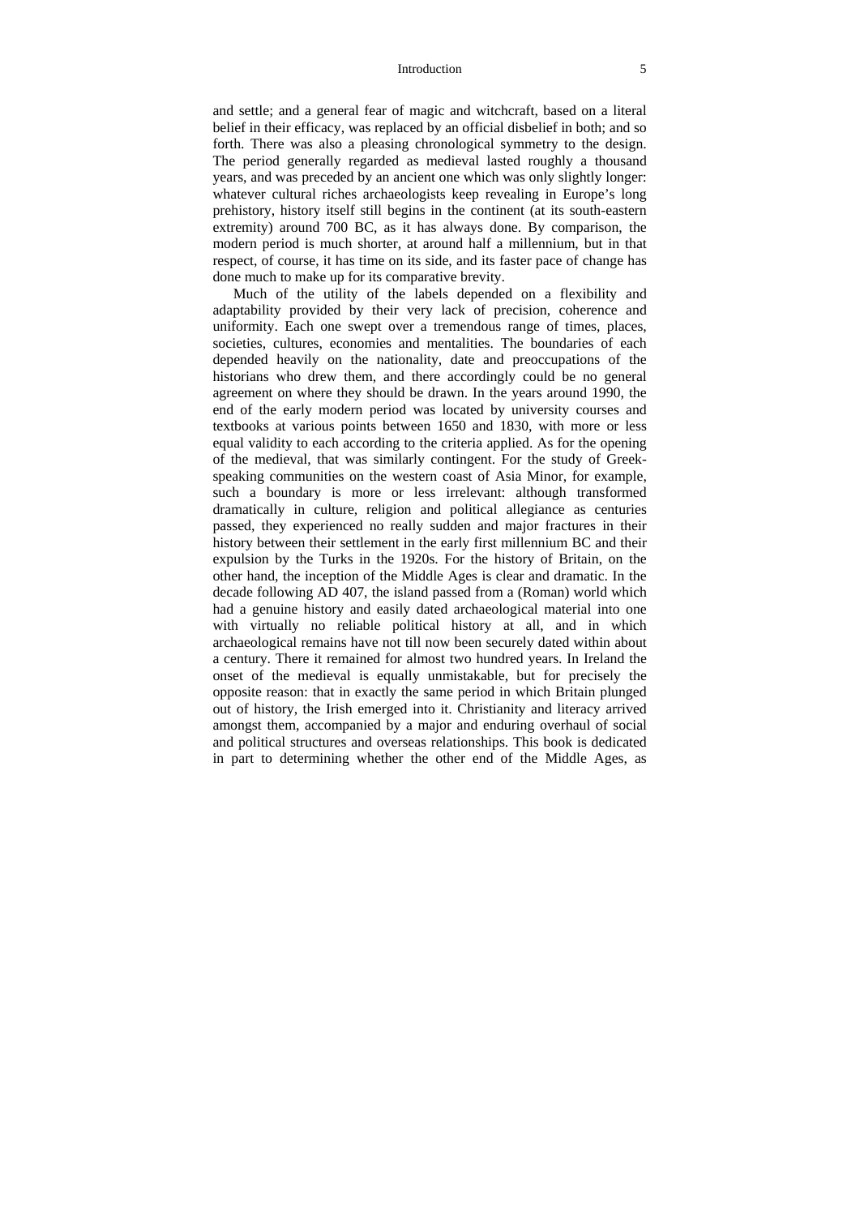and settle; and a general fear of magic and witchcraft, based on a literal belief in their efficacy, was replaced by an official disbelief in both; and so forth. There was also a pleasing chronological symmetry to the design. The period generally regarded as medieval lasted roughly a thousand years, and was preceded by an ancient one which was only slightly longer: whatever cultural riches archaeologists keep revealing in Europe's long prehistory, history itself still begins in the continent (at its south-eastern extremity) around 700 BC, as it has always done. By comparison, the modern period is much shorter, at around half a millennium, but in that respect, of course, it has time on its side, and its faster pace of change has done much to make up for its comparative brevity.

Much of the utility of the labels depended on a flexibility and adaptability provided by their very lack of precision, coherence and uniformity. Each one swept over a tremendous range of times, places, societies, cultures, economies and mentalities. The boundaries of each depended heavily on the nationality, date and preoccupations of the historians who drew them, and there accordingly could be no general agreement on where they should be drawn. In the years around 1990, the end of the early modern period was located by university courses and textbooks at various points between 1650 and 1830, with more or less equal validity to each according to the criteria applied. As for the opening of the medieval, that was similarly contingent. For the study of Greek-speaking communities on the western coast of Asia Minor, for example, such a boundary is more or less irrelevant: although transformed dramatically in culture, religion and political allegiance as centuries passed, they experienced no really sudden and major fractures in their history between their settlement in the early first millennium BC and their expulsion by the Turks in the 1920s. For the history of Britain, on the other hand, the inception of the Middle Ages is clear and dramatic. In the decade following AD 407, the island passed from a (Roman) world which had a genuine history and easily dated archaeological material into one with virtually no reliable political history at all, and in which archaeological remains have not till now been securely dated within about a century. There it remained for almost two hundred years. In Ireland the onset of the medieval is equally unmistakable, but for precisely the opposite reason: that in exactly the same period in which Britain plunged out of history, the Irish emerged into it. Christianity and literacy arrived amongst them, accompanied by a major and enduring overhaul of social and political structures and overseas relationships. This book is dedicated in part to determining whether the other end of the Middle Ages, as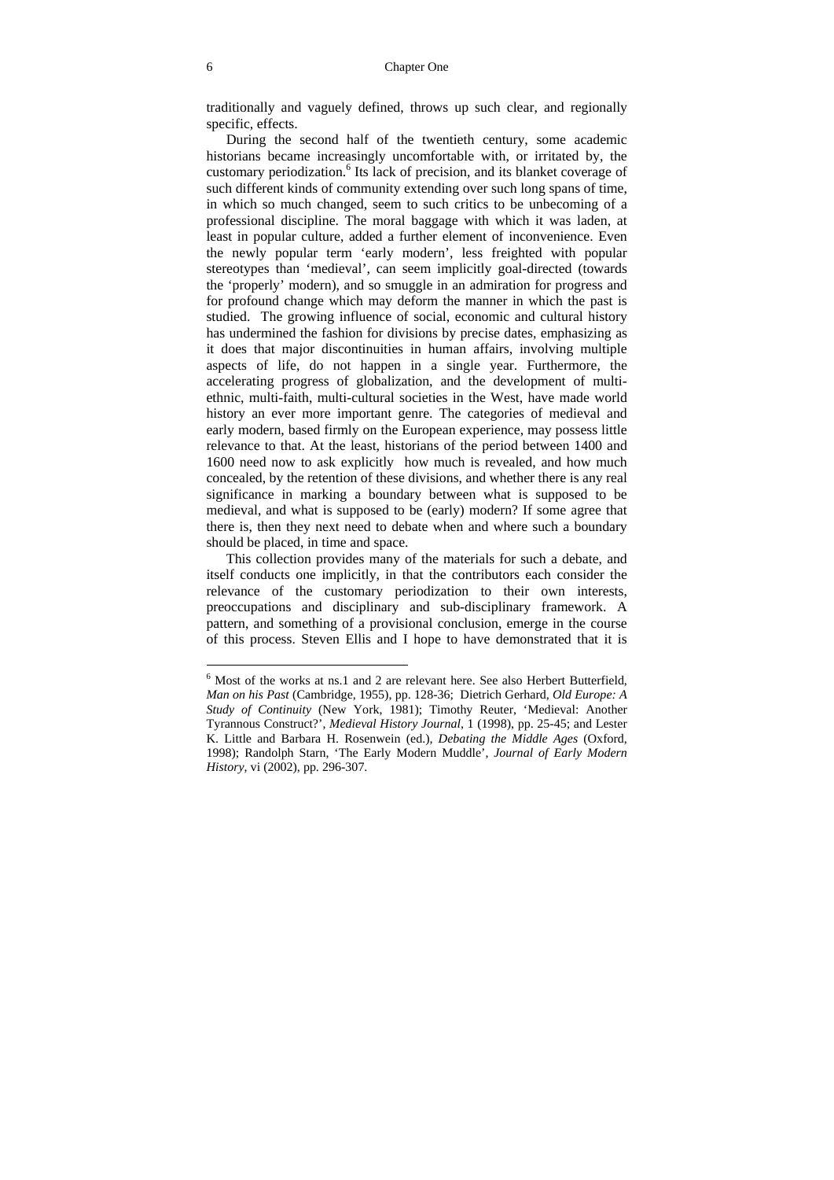traditionally and vaguely defined, throws up such clear, and regionally specific, effects.

During the second half of the twentieth century, some academic historians became increasingly uncomfortable with, or irritated by, the customary periodization.[6] Its lack of precision, and its blanket coverage of such different kinds of community extending over such long spans of time, in which so much changed, seem to such critics to be unbecoming of a professional discipline. The moral baggage with which it was laden, at least in popular culture, added a further element of inconvenience. Even the newly popular term 'early modern', less freighted with popular stereotypes than 'medieval', can seem implicitly goal-directed (towards the 'properly' modern), and so smuggle in an admiration for progress and for profound change which may deform the manner in which the past is studied. The growing influence of social, economic and cultural history has undermined the fashion for divisions by precise dates, emphasizing as it does that major discontinuities in human affairs, involving multiple aspects of life, do not happen in a single year. Furthermore, the accelerating progress of globalization, and the development of multi-ethnic, multi-faith, multi-cultural societies in the West, have made world history an ever more important genre. The categories of medieval and early modern, based firmly on the European experience, may possess little relevance to that. At the least, historians of the period between 1400 and 1600 need now to ask explicitly how much is revealed, and how much concealed, by the retention of these divisions, and whether there is any real significance in marking a boundary between what is supposed to be medieval, and what is supposed to be (early) modern? If some agree that there is, then they next need to debate when and where such a boundary should be placed, in time and space.

This collection provides many of the materials for such a debate, and itself conducts one implicitly, in that the contributors each consider the relevance of the customary periodization to their own interests, preoccupations and disciplinary and sub-disciplinary framework. A pattern, and something of a provisional conclusion, emerge in the course of this process. Steven Ellis and I hope to have demonstrated that it is

---

[6] Most of the works at ns.1 and 2 are relevant here. See also Herbert Butterfield, *Man on his Past* (Cambridge, 1955), pp. 128-36; Dietrich Gerhard, *Old Europe: A Study of Continuity* (New York, 1981); Timothy Reuter, 'Medieval: Another Tyrannous Construct?', *Medieval History Journal*, 1 (1998), pp. 25-45; and Lester K. Little and Barbara H. Rosenwein (ed.), *Debating the Middle Ages* (Oxford, 1998); Randolph Starn, 'The Early Modern Muddle', *Journal of Early Modern History*, vi (2002), pp. 296-307.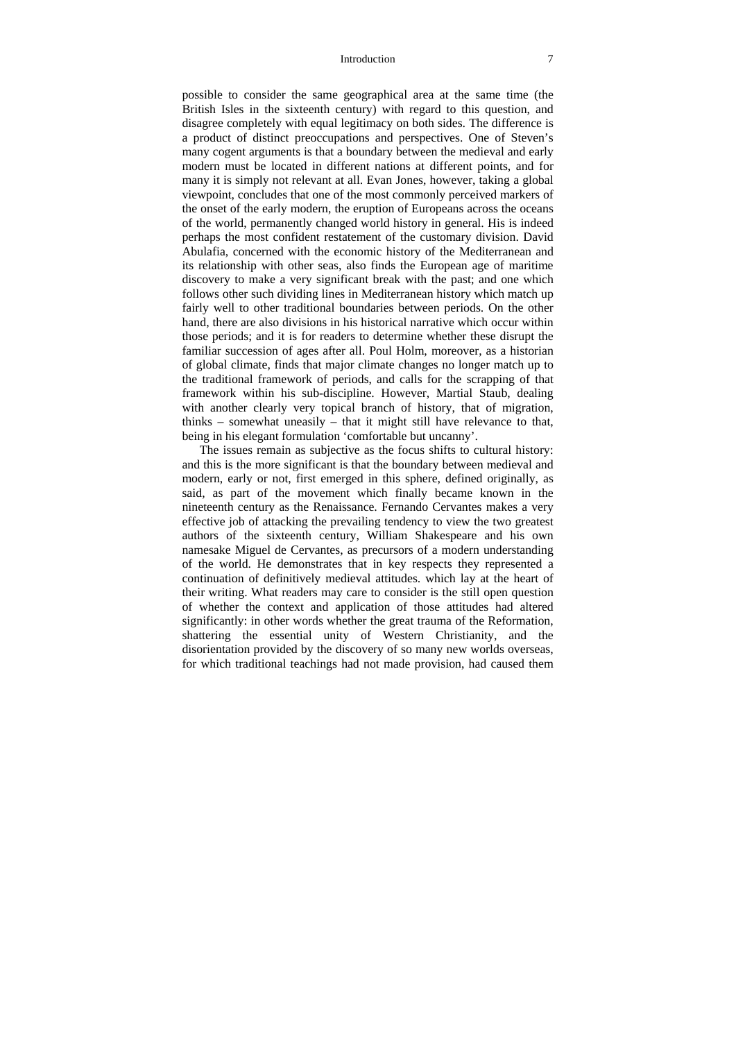possible to consider the same geographical area at the same time (the British Isles in the sixteenth century) with regard to this question, and disagree completely with equal legitimacy on both sides. The difference is a product of distinct preoccupations and perspectives. One of Steven's many cogent arguments is that a boundary between the medieval and early modern must be located in different nations at different points, and for many it is simply not relevant at all. Evan Jones, however, taking a global viewpoint, concludes that one of the most commonly perceived markers of the onset of the early modern, the eruption of Europeans across the oceans of the world, permanently changed world history in general. His is indeed perhaps the most confident restatement of the customary division. David Abulafia, concerned with the economic history of the Mediterranean and its relationship with other seas, also finds the European age of maritime discovery to make a very significant break with the past; and one which follows other such dividing lines in Mediterranean history which match up fairly well to other traditional boundaries between periods. On the other hand, there are also divisions in his historical narrative which occur within those periods; and it is for readers to determine whether these disrupt the familiar succession of ages after all. Poul Holm, moreover, as a historian of global climate, finds that major climate changes no longer match up to the traditional framework of periods, and calls for the scrapping of that framework within his sub-discipline. However, Martial Staub, dealing with another clearly very topical branch of history, that of migration, thinks – somewhat uneasily – that it might still have relevance to that, being in his elegant formulation 'comfortable but uncanny'.

The issues remain as subjective as the focus shifts to cultural history: and this is the more significant is that the boundary between medieval and modern, early or not, first emerged in this sphere, defined originally, as said, as part of the movement which finally became known in the nineteenth century as the Renaissance. Fernando Cervantes makes a very effective job of attacking the prevailing tendency to view the two greatest authors of the sixteenth century, William Shakespeare and his own namesake Miguel de Cervantes, as precursors of a modern understanding of the world. He demonstrates that in key respects they represented a continuation of definitively medieval attitudes. which lay at the heart of their writing. What readers may care to consider is the still open question of whether the context and application of those attitudes had altered significantly: in other words whether the great trauma of the Reformation, shattering the essential unity of Western Christianity, and the disorientation provided by the discovery of so many new worlds overseas, for which traditional teachings had not made provision, had caused them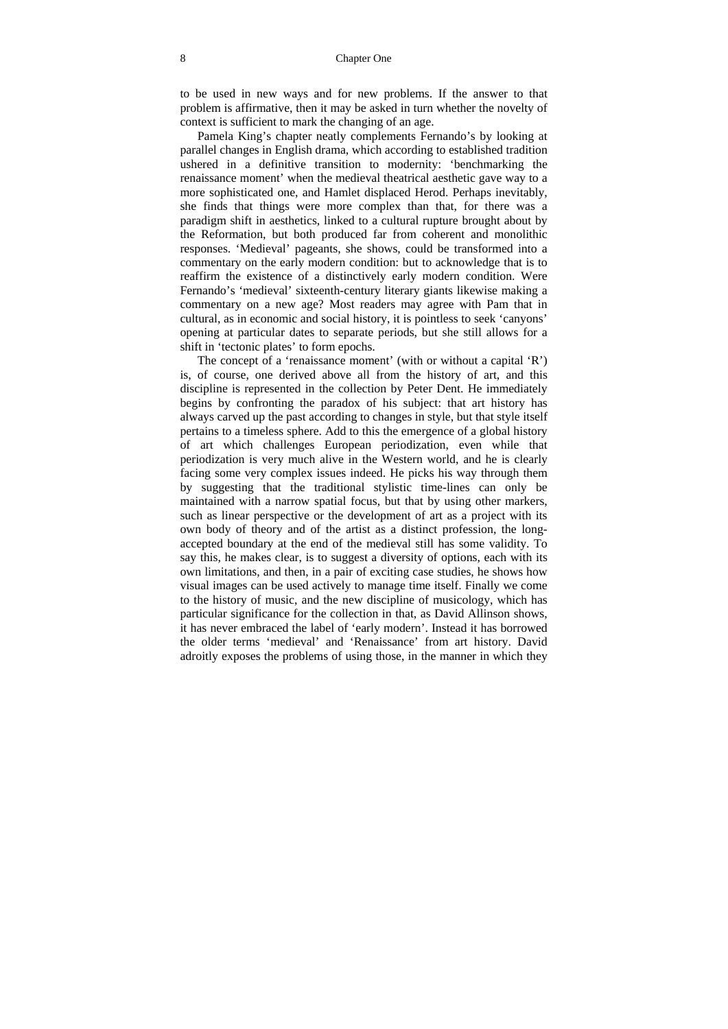to be used in new ways and for new problems. If the answer to that problem is affirmative, then it may be asked in turn whether the novelty of context is sufficient to mark the changing of an age.

Pamela King's chapter neatly complements Fernando's by looking at parallel changes in English drama, which according to established tradition ushered in a definitive transition to modernity: 'benchmarking the renaissance moment' when the medieval theatrical aesthetic gave way to a more sophisticated one, and Hamlet displaced Herod. Perhaps inevitably, she finds that things were more complex than that, for there was a paradigm shift in aesthetics, linked to a cultural rupture brought about by the Reformation, but both produced far from coherent and monolithic responses. 'Medieval' pageants, she shows, could be transformed into a commentary on the early modern condition: but to acknowledge that is to reaffirm the existence of a distinctively early modern condition. Were Fernando's 'medieval' sixteenth-century literary giants likewise making a commentary on a new age? Most readers may agree with Pam that in cultural, as in economic and social history, it is pointless to seek 'canyons' opening at particular dates to separate periods, but she still allows for a shift in 'tectonic plates' to form epochs.

The concept of a 'renaissance moment' (with or without a capital 'R') is, of course, one derived above all from the history of art, and this discipline is represented in the collection by Peter Dent. He immediately begins by confronting the paradox of his subject: that art history has always carved up the past according to changes in style, but that style itself pertains to a timeless sphere. Add to this the emergence of a global history of art which challenges European periodization, even while that periodization is very much alive in the Western world, and he is clearly facing some very complex issues indeed. He picks his way through them by suggesting that the traditional stylistic time-lines can only be maintained with a narrow spatial focus, but that by using other markers, such as linear perspective or the development of art as a project with its own body of theory and of the artist as a distinct profession, the long-accepted boundary at the end of the medieval still has some validity. To say this, he makes clear, is to suggest a diversity of options, each with its own limitations, and then, in a pair of exciting case studies, he shows how visual images can be used actively to manage time itself. Finally we come to the history of music, and the new discipline of musicology, which has particular significance for the collection in that, as David Allinson shows, it has never embraced the label of 'early modern'. Instead it has borrowed the older terms 'medieval' and 'Renaissance' from art history. David adroitly exposes the problems of using those, in the manner in which they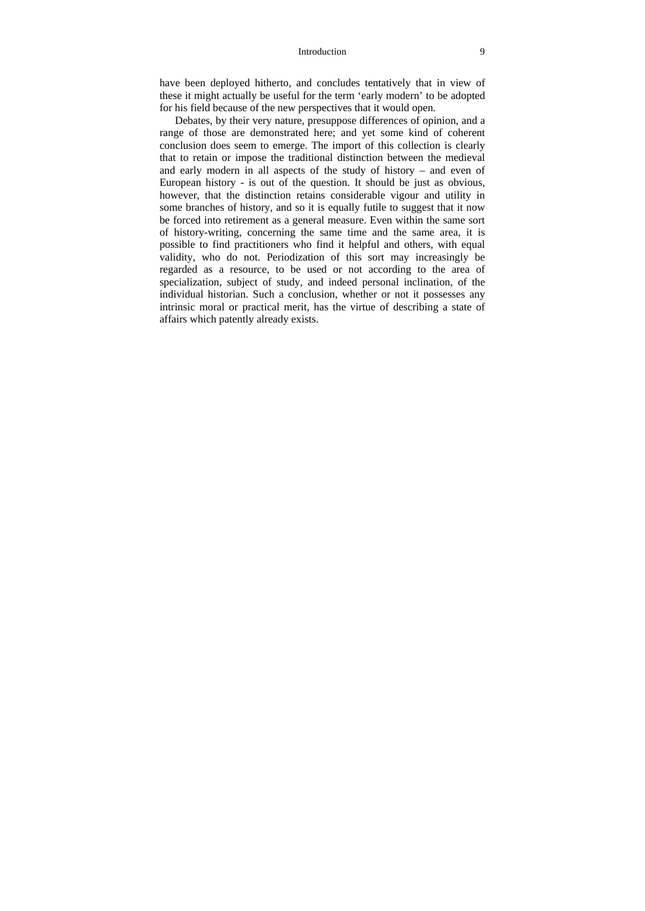have been deployed hitherto, and concludes tentatively that in view of these it might actually be useful for the term 'early modern' to be adopted for his field because of the new perspectives that it would open.

Debates, by their very nature, presuppose differences of opinion, and a range of those are demonstrated here; and yet some kind of coherent conclusion does seem to emerge. The import of this collection is clearly that to retain or impose the traditional distinction between the medieval and early modern in all aspects of the study of history – and even of European history - is out of the question. It should be just as obvious, however, that the distinction retains considerable vigour and utility in some branches of history, and so it is equally futile to suggest that it now be forced into retirement as a general measure. Even within the same sort of history-writing, concerning the same time and the same area, it is possible to find practitioners who find it helpful and others, with equal validity, who do not. Periodization of this sort may increasingly be regarded as a resource, to be used or not according to the area of specialization, subject of study, and indeed personal inclination, of the individual historian. Such a conclusion, whether or not it possesses any intrinsic moral or practical merit, has the virtue of describing a state of affairs which patently already exists.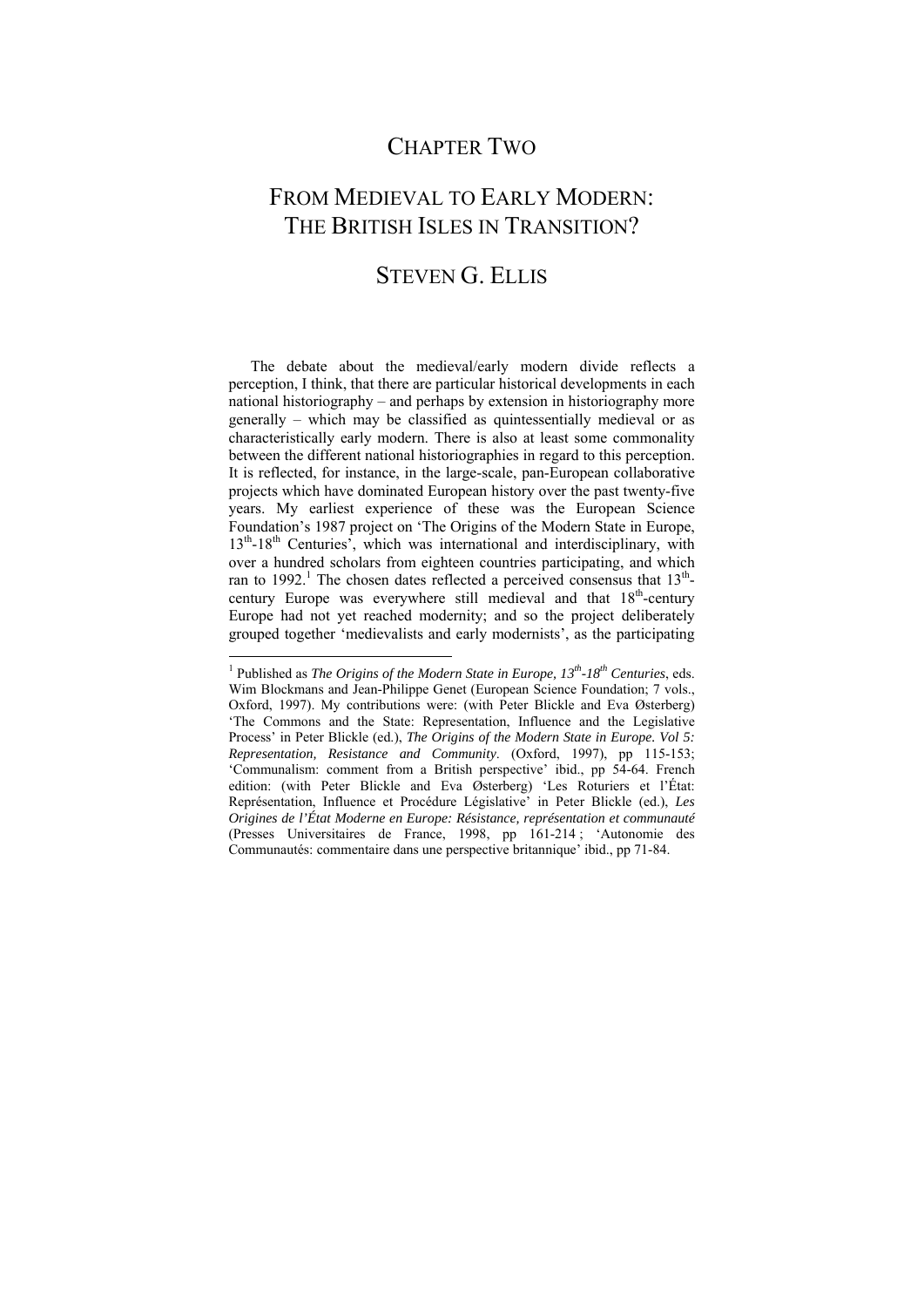# CHAPTER TWO

# FROM MEDIEVAL TO EARLY MODERN: THE BRITISH ISLES IN TRANSITION?

## STEVEN G. ELLIS

The debate about the medieval/early modern divide reflects a perception, I think, that there are particular historical developments in each national historiography – and perhaps by extension in historiography more generally – which may be classified as quintessentially medieval or as characteristically early modern. There is also at least some commonality between the different national historiographies in regard to this perception. It is reflected, for instance, in the large-scale, pan-European collaborative projects which have dominated European history over the past twenty-five years. My earliest experience of these was the European Science Foundation's 1987 project on 'The Origins of the Modern State in Europe, $13^{th}$-$18^{th}$ Centuries', which was international and interdisciplinary, with over a hundred scholars from eighteen countries participating, and which ran to 1992.[1] The chosen dates reflected a perceived consensus that $13^{th}$-century Europe was everywhere still medieval and that $18^{th}$-century Europe had not yet reached modernity; and so the project deliberately grouped together 'medievalists and early modernists', as the participating

[1] Published as *The Origins of the Modern State in Europe, $13^{th}$-$18^{th}$ Centuries*, eds. Wim Blockmans and Jean-Philippe Genet (European Science Foundation; 7 vols., Oxford, 1997). My contributions were: (with Peter Blickle and Eva Østerberg) 'The Commons and the State: Representation, Influence and the Legislative Process' in Peter Blickle (ed.), *The Origins of the Modern State in Europe. Vol 5: Representation, Resistance and Community*. (Oxford, 1997), pp 115-153; 'Communalism: comment from a British perspective' ibid., pp 54-64. French edition: (with Peter Blickle and Eva Østerberg) 'Les Roturiers et l'État: Représentation, Influence et Procédure Législative' in Peter Blickle (ed.), *Les Origines de l'État Moderne en Europe: Résistance, représentation et communauté* (Presses Universitaires de France, 1998, pp 161-214 ; 'Autonomie des Communautés: commentaire dans une perspective britannique' ibid., pp 71-84.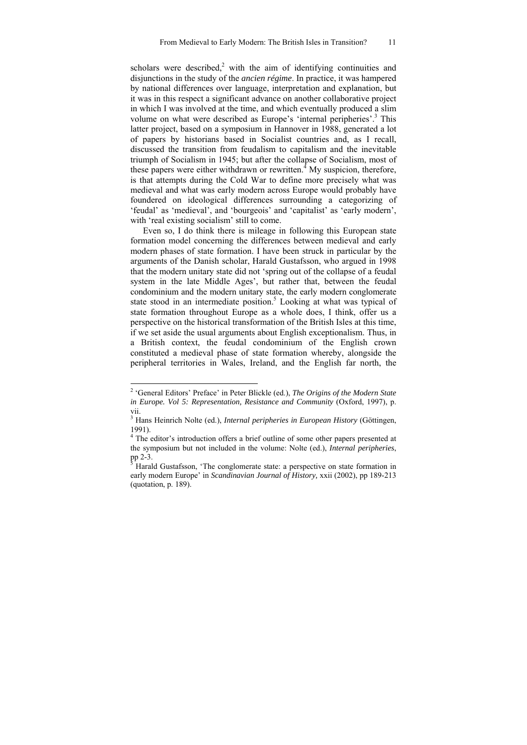scholars were described,[2] with the aim of identifying continuities and disjunctions in the study of the *ancien régime*. In practice, it was hampered by national differences over language, interpretation and explanation, but it was in this respect a significant advance on another collaborative project in which I was involved at the time, and which eventually produced a slim volume on what were described as Europe's 'internal peripheries'.[3] This latter project, based on a symposium in Hannover in 1988, generated a lot of papers by historians based in Socialist countries and, as I recall, discussed the transition from feudalism to capitalism and the inevitable triumph of Socialism in 1945; but after the collapse of Socialism, most of these papers were either withdrawn or rewritten.[4] My suspicion, therefore, is that attempts during the Cold War to define more precisely what was medieval and what was early modern across Europe would probably have foundered on ideological differences surrounding a categorizing of 'feudal' as 'medieval', and 'bourgeois' and 'capitalist' as 'early modern', with 'real existing socialism' still to come.

Even so, I do think there is mileage in following this European state formation model concerning the differences between medieval and early modern phases of state formation. I have been struck in particular by the arguments of the Danish scholar, Harald Gustafsson, who argued in 1998 that the modern unitary state did not 'spring out of the collapse of a feudal system in the late Middle Ages', but rather that, between the feudal condominium and the modern unitary state, the early modern conglomerate state stood in an intermediate position.[5] Looking at what was typical of state formation throughout Europe as a whole does, I think, offer us a perspective on the historical transformation of the British Isles at this time, if we set aside the usual arguments about English exceptionalism. Thus, in a British context, the feudal condominium of the English crown constituted a medieval phase of state formation whereby, alongside the peripheral territories in Wales, Ireland, and the English far north, the

---

[2] 'General Editors' Preface' in Peter Blickle (ed.), *The Origins of the Modern State in Europe. Vol 5: Representation, Resistance and Community* (Oxford, 1997), p. vii.

[3] Hans Heinrich Nolte (ed.), *Internal peripheries in European History* (Göttingen, 1991).

[4] The editor's introduction offers a brief outline of some other papers presented at the symposium but not included in the volume: Nolte (ed.), *Internal peripheries*, pp 2-3.

[5] Harald Gustafsson, 'The conglomerate state: a perspective on state formation in early modern Europe' in *Scandinavian Journal of History,* xxii (2002), pp 189-213 (quotation, p. 189).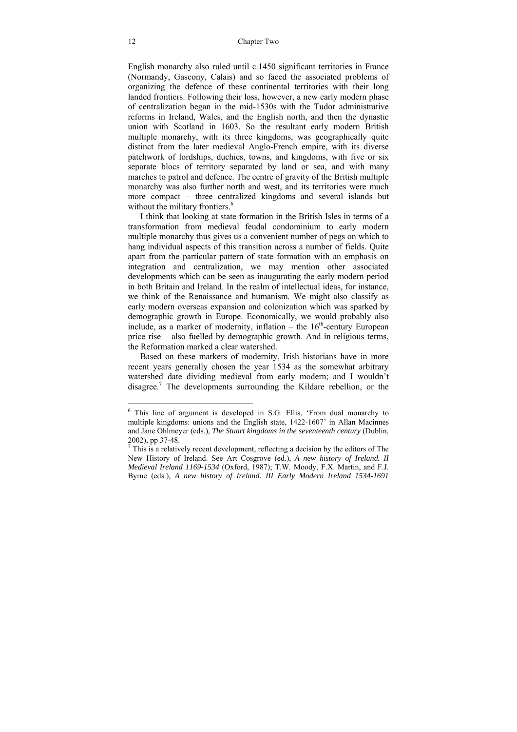English monarchy also ruled until c.1450 significant territories in France (Normandy, Gascony, Calais) and so faced the associated problems of organizing the defence of these continental territories with their long landed frontiers. Following their loss, however, a new early modern phase of centralization began in the mid-1530s with the Tudor administrative reforms in Ireland, Wales, and the English north, and then the dynastic union with Scotland in 1603. So the resultant early modern British multiple monarchy, with its three kingdoms, was geographically quite distinct from the later medieval Anglo-French empire, with its diverse patchwork of lordships, duchies, towns, and kingdoms, with five or six separate blocs of territory separated by land or sea, and with many marches to patrol and defence. The centre of gravity of the British multiple monarchy was also further north and west, and its territories were much more compact – three centralized kingdoms and several islands but without the military frontiers.[6]

I think that looking at state formation in the British Isles in terms of a transformation from medieval feudal condominium to early modern multiple monarchy thus gives us a convenient number of pegs on which to hang individual aspects of this transition across a number of fields. Quite apart from the particular pattern of state formation with an emphasis on integration and centralization, we may mention other associated developments which can be seen as inaugurating the early modern period in both Britain and Ireland. In the realm of intellectual ideas, for instance, we think of the Renaissance and humanism. We might also classify as early modern overseas expansion and colonization which was sparked by demographic growth in Europe. Economically, we would probably also include, as a marker of modernity, inflation – the 16th-century European price rise – also fuelled by demographic growth. And in religious terms, the Reformation marked a clear watershed.

Based on these markers of modernity, Irish historians have in more recent years generally chosen the year 1534 as the somewhat arbitrary watershed date dividing medieval from early modern; and I wouldn't disagree.[7] The developments surrounding the Kildare rebellion, or the

---

[6] This line of argument is developed in S.G. Ellis, 'From dual monarchy to multiple kingdoms: unions and the English state, 1422-1607' in Allan Macinnes and Jane Ohlmeyer (eds.), *The Stuart kingdoms in the seventeenth century* (Dublin, 2002), pp 37-48.

[7] This is a relatively recent development, reflecting a decision by the editors of The New History of Ireland. See Art Cosgrove (ed.), *A new history of Ireland. II Medieval Ireland 1169-1534* (Oxford, 1987); T.W. Moody, F.X. Martin, and F.J. Byrne (eds.), *A new history of Ireland. III Early Modern Ireland 1534-1691*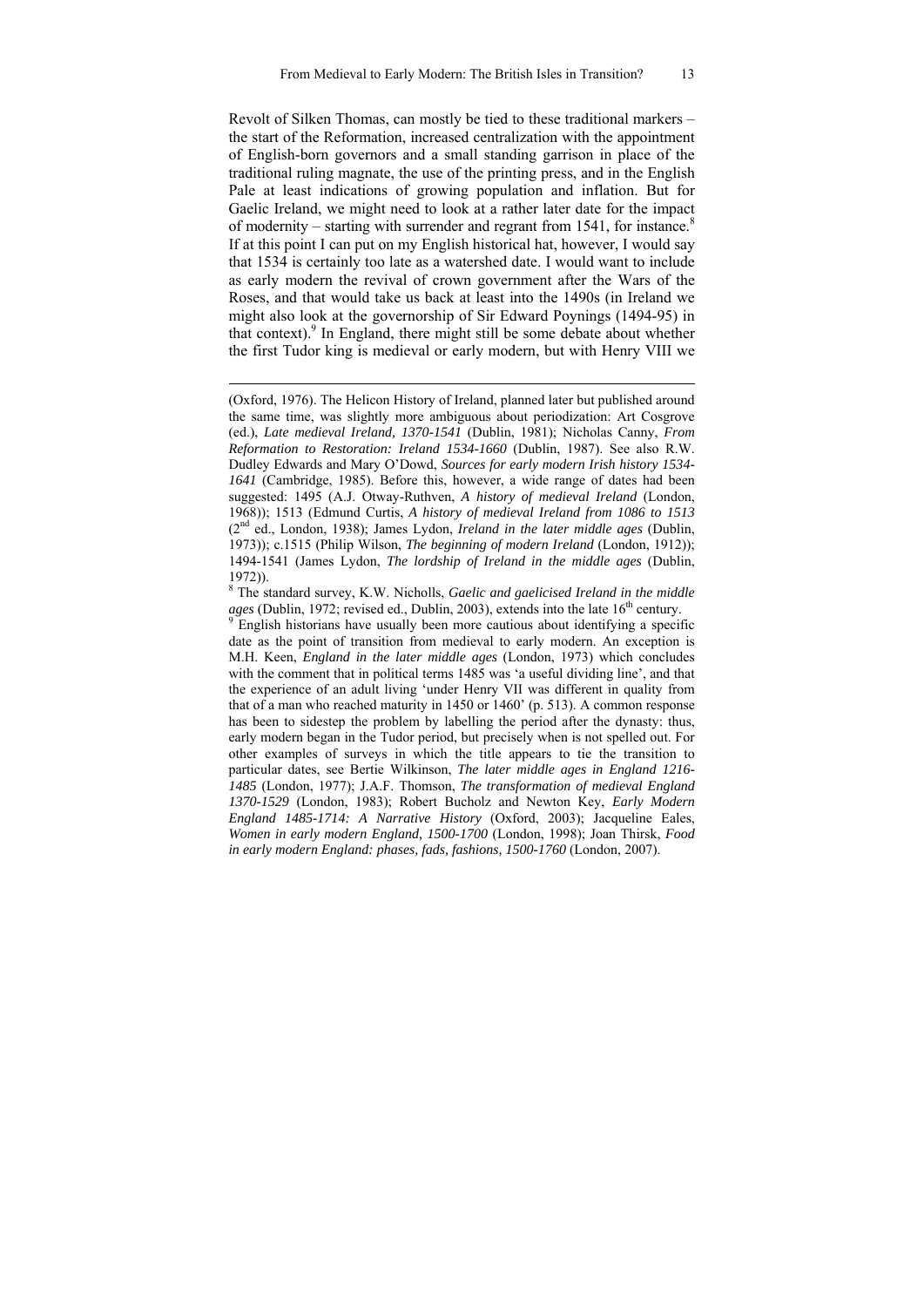Revolt of Silken Thomas, can mostly be tied to these traditional markers – the start of the Reformation, increased centralization with the appointment of English-born governors and a small standing garrison in place of the traditional ruling magnate, the use of the printing press, and in the English Pale at least indications of growing population and inflation. But for Gaelic Ireland, we might need to look at a rather later date for the impact of modernity – starting with surrender and regrant from 1541, for instance.[8] If at this point I can put on my English historical hat, however, I would say that 1534 is certainly too late as a watershed date. I would want to include as early modern the revival of crown government after the Wars of the Roses, and that would take us back at least into the 1490s (in Ireland we might also look at the governorship of Sir Edward Poynings (1494-95) in that context).[9] In England, there might still be some debate about whether the first Tudor king is medieval or early modern, but with Henry VIII we

---

(Oxford, 1976). The Helicon History of Ireland, planned later but published around the same time, was slightly more ambiguous about periodization: Art Cosgrove (ed.), *Late medieval Ireland, 1370-1541* (Dublin, 1981); Nicholas Canny, *From Reformation to Restoration: Ireland 1534-1660* (Dublin, 1987). See also R.W. Dudley Edwards and Mary O'Dowd, *Sources for early modern Irish history 1534-1641* (Cambridge, 1985). Before this, however, a wide range of dates had been suggested: 1495 (A.J. Otway-Ruthven, *A history of medieval Ireland* (London, 1968)); 1513 (Edmund Curtis, *A history of medieval Ireland from 1086 to 1513* (2nd ed., London, 1938); James Lydon, *Ireland in the later middle ages* (Dublin, 1973)); c.1515 (Philip Wilson, *The beginning of modern Ireland* (London, 1912)); 1494-1541 (James Lydon, *The lordship of Ireland in the middle ages* (Dublin, 1972)).

[8] The standard survey, K.W. Nicholls, *Gaelic and gaelicised Ireland in the middle ages* (Dublin, 1972; revised ed., Dublin, 2003), extends into the late 16th century.

[9] English historians have usually been more cautious about identifying a specific date as the point of transition from medieval to early modern. An exception is M.H. Keen, *England in the later middle ages* (London, 1973) which concludes with the comment that in political terms 1485 was 'a useful dividing line', and that the experience of an adult living 'under Henry VII was different in quality from that of a man who reached maturity in 1450 or 1460' (p. 513). A common response has been to sidestep the problem by labelling the period after the dynasty: thus, early modern began in the Tudor period, but precisely when is not spelled out. For other examples of surveys in which the title appears to tie the transition to particular dates, see Bertie Wilkinson, *The later middle ages in England 1216-1485* (London, 1977); J.A.F. Thomson, *The transformation of medieval England 1370-1529* (London, 1983); Robert Bucholz and Newton Key, *Early Modern England 1485-1714: A Narrative History* (Oxford, 2003); Jacqueline Eales, *Women in early modern England, 1500-1700* (London, 1998); Joan Thirsk, *Food in early modern England: phases, fads, fashions, 1500-1760* (London, 2007).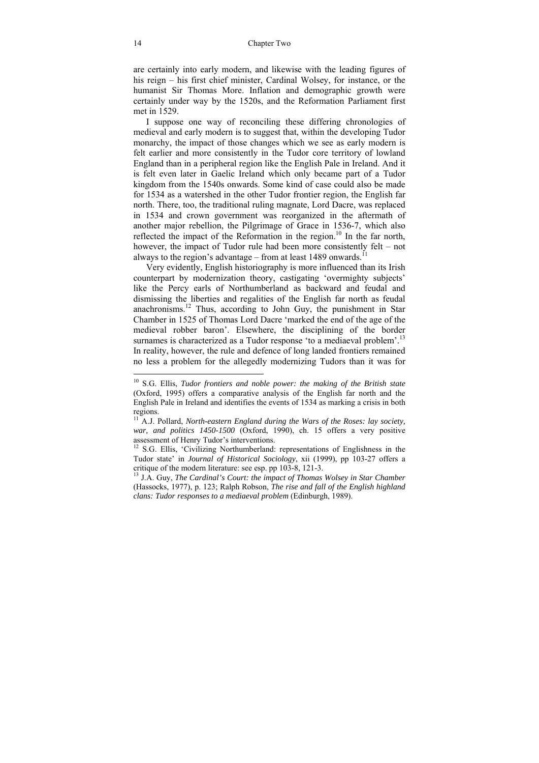are certainly into early modern, and likewise with the leading figures of his reign – his first chief minister, Cardinal Wolsey, for instance, or the humanist Sir Thomas More. Inflation and demographic growth were certainly under way by the 1520s, and the Reformation Parliament first met in 1529.

I suppose one way of reconciling these differing chronologies of medieval and early modern is to suggest that, within the developing Tudor monarchy, the impact of those changes which we see as early modern is felt earlier and more consistently in the Tudor core territory of lowland England than in a peripheral region like the English Pale in Ireland. And it is felt even later in Gaelic Ireland which only became part of a Tudor kingdom from the 1540s onwards. Some kind of case could also be made for 1534 as a watershed in the other Tudor frontier region, the English far north. There, too, the traditional ruling magnate, Lord Dacre, was replaced in 1534 and crown government was reorganized in the aftermath of another major rebellion, the Pilgrimage of Grace in 1536-7, which also reflected the impact of the Reformation in the region.[10] In the far north, however, the impact of Tudor rule had been more consistently felt – not always to the region's advantage – from at least 1489 onwards.[11]

Very evidently, English historiography is more influenced than its Irish counterpart by modernization theory, castigating 'overmighty subjects' like the Percy earls of Northumberland as backward and feudal and dismissing the liberties and regalities of the English far north as feudal anachronisms.[12] Thus, according to John Guy, the punishment in Star Chamber in 1525 of Thomas Lord Dacre 'marked the end of the age of the medieval robber baron'. Elsewhere, the disciplining of the border surnames is characterized as a Tudor response 'to a mediaeval problem'.[13] In reality, however, the rule and defence of long landed frontiers remained no less a problem for the allegedly modernizing Tudors than it was for

---

[10] S.G. Ellis, *Tudor frontiers and noble power: the making of the British state* (Oxford, 1995) offers a comparative analysis of the English far north and the English Pale in Ireland and identifies the events of 1534 as marking a crisis in both regions.

[11] A.J. Pollard, *North-eastern England during the Wars of the Roses: lay society, war, and politics 1450-1500* (Oxford, 1990), ch. 15 offers a very positive assessment of Henry Tudor's interventions.

[12] S.G. Ellis, 'Civilizing Northumberland: representations of Englishness in the Tudor state' in *Journal of Historical Sociology*, xii (1999), pp 103-27 offers a critique of the modern literature: see esp. pp 103-8, 121-3.

[13] J.A. Guy, *The Cardinal's Court: the impact of Thomas Wolsey in Star Chamber* (Hassocks, 1977), p. 123; Ralph Robson, *The rise and fall of the English highland clans: Tudor responses to a mediaeval problem* (Edinburgh, 1989).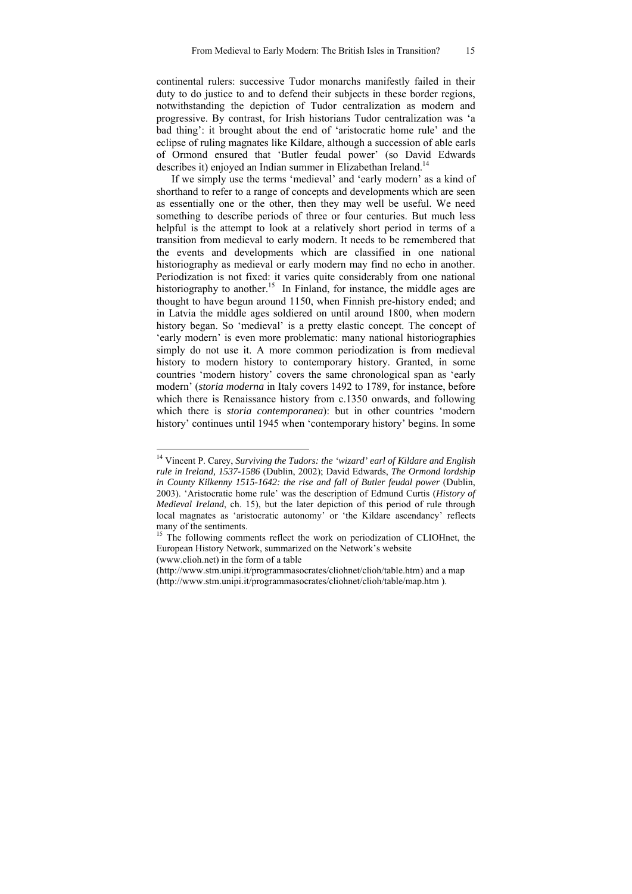continental rulers: successive Tudor monarchs manifestly failed in their duty to do justice to and to defend their subjects in these border regions, notwithstanding the depiction of Tudor centralization as modern and progressive. By contrast, for Irish historians Tudor centralization was 'a bad thing': it brought about the end of 'aristocratic home rule' and the eclipse of ruling magnates like Kildare, although a succession of able earls of Ormond ensured that 'Butler feudal power' (so David Edwards describes it) enjoyed an Indian summer in Elizabethan Ireland.[14]

If we simply use the terms 'medieval' and 'early modern' as a kind of shorthand to refer to a range of concepts and developments which are seen as essentially one or the other, then they may well be useful. We need something to describe periods of three or four centuries. But much less helpful is the attempt to look at a relatively short period in terms of a transition from medieval to early modern. It needs to be remembered that the events and developments which are classified in one national historiography as medieval or early modern may find no echo in another. Periodization is not fixed: it varies quite considerably from one national historiography to another.[15] In Finland, for instance, the middle ages are thought to have begun around 1150, when Finnish pre-history ended; and in Latvia the middle ages soldiered on until around 1800, when modern history began. So 'medieval' is a pretty elastic concept. The concept of 'early modern' is even more problematic: many national historiographies simply do not use it. A more common periodization is from medieval history to modern history to contemporary history. Granted, in some countries 'modern history' covers the same chronological span as 'early modern' (*storia moderna* in Italy covers 1492 to 1789, for instance, before which there is Renaissance history from c.1350 onwards, and following which there is *storia contemporanea*): but in other countries 'modern history' continues until 1945 when 'contemporary history' begins. In some

---

[14] Vincent P. Carey, *Surviving the Tudors: the 'wizard' earl of Kildare and English rule in Ireland, 1537-1586* (Dublin, 2002); David Edwards, *The Ormond lordship in County Kilkenny 1515-1642: the rise and fall of Butler feudal power* (Dublin, 2003). 'Aristocratic home rule' was the description of Edmund Curtis (*History of Medieval Ireland*, ch. 15), but the later depiction of this period of rule through local magnates as 'aristocratic autonomy' or 'the Kildare ascendancy' reflects many of the sentiments.

[15] The following comments reflect the work on periodization of CLIOHnet, the European History Network, summarized on the Network's website (www.clioh.net) in the form of a table (http://www.stm.unipi.it/programmasocrates/cliohnet/clioh/table.htm) and a map (http://www.stm.unipi.it/programmasocrates/cliohnet/clioh/table/map.htm ).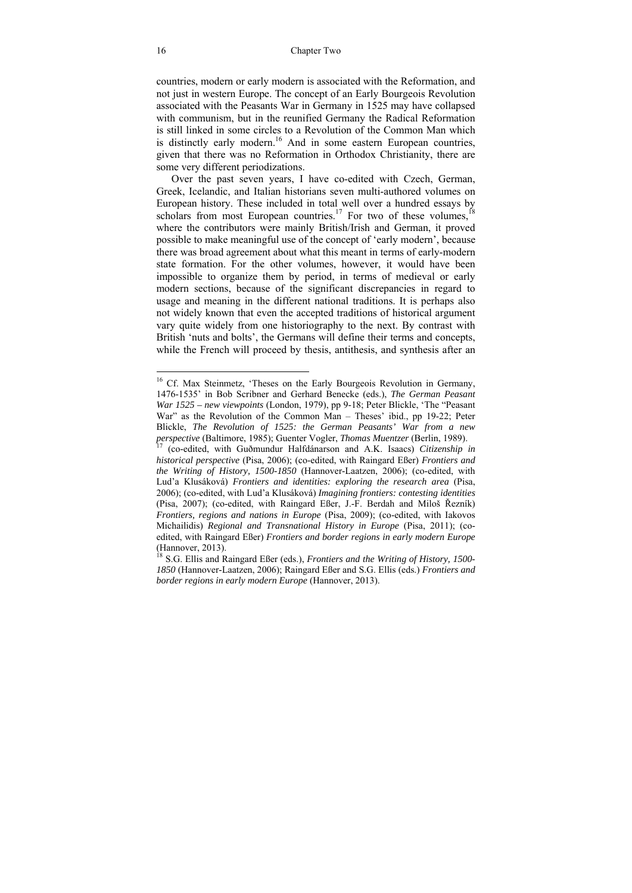countries, modern or early modern is associated with the Reformation, and not just in western Europe. The concept of an Early Bourgeois Revolution associated with the Peasants War in Germany in 1525 may have collapsed with communism, but in the reunified Germany the Radical Reformation is still linked in some circles to a Revolution of the Common Man which is distinctly early modern.[16] And in some eastern European countries, given that there was no Reformation in Orthodox Christianity, there are some very different periodizations.

Over the past seven years, I have co-edited with Czech, German, Greek, Icelandic, and Italian historians seven multi-authored volumes on European history. These included in total well over a hundred essays by scholars from most European countries.[17] For two of these volumes,[18] where the contributors were mainly British/Irish and German, it proved possible to make meaningful use of the concept of 'early modern', because there was broad agreement about what this meant in terms of early-modern state formation. For the other volumes, however, it would have been impossible to organize them by period, in terms of medieval or early modern sections, because of the significant discrepancies in regard to usage and meaning in the different national traditions. It is perhaps also not widely known that even the accepted traditions of historical argument vary quite widely from one historiography to the next. By contrast with British 'nuts and bolts', the Germans will define their terms and concepts, while the French will proceed by thesis, antithesis, and synthesis after an

---

[16] Cf. Max Steinmetz, 'Theses on the Early Bourgeois Revolution in Germany, 1476-1535' in Bob Scribner and Gerhard Benecke (eds.), *The German Peasant War 1525 – new viewpoints* (London, 1979), pp 9-18; Peter Blickle, 'The "Peasant War" as the Revolution of the Common Man – Theses' ibid., pp 19-22; Peter Blickle, *The Revolution of 1525: the German Peasants' War from a new perspective* (Baltimore, 1985); Guenter Vogler, *Thomas Muentzer* (Berlin, 1989).

[17] (co-edited, with Guðmundur Halfdánarson and A.K. Isaacs) *Citizenship in historical perspective* (Pisa, 2006); (co-edited, with Raingard Eßer) *Frontiers and the Writing of History, 1500-1850* (Hannover-Laatzen, 2006); (co-edited, with Lud'a Klusáková) *Frontiers and identities: exploring the research area* (Pisa, 2006); (co-edited, with Lud'a Klusáková) *Imagining frontiers: contesting identities* (Pisa, 2007); (co-edited, with Raingard Eßer, J.-F. Berdah and Miloš Řezník) *Frontiers, regions and nations in Europe* (Pisa, 2009); (co-edited, with Iakovos Michailidis) *Regional and Transnational History in Europe* (Pisa, 2011); (co-edited, with Raingard Eßer) *Frontiers and border regions in early modern Europe* (Hannover, 2013).

[18] S.G. Ellis and Raingard Eßer (eds.), *Frontiers and the Writing of History, 1500-1850* (Hannover-Laatzen, 2006); Raingard Eßer and S.G. Ellis (eds.) *Frontiers and border regions in early modern Europe* (Hannover, 2013).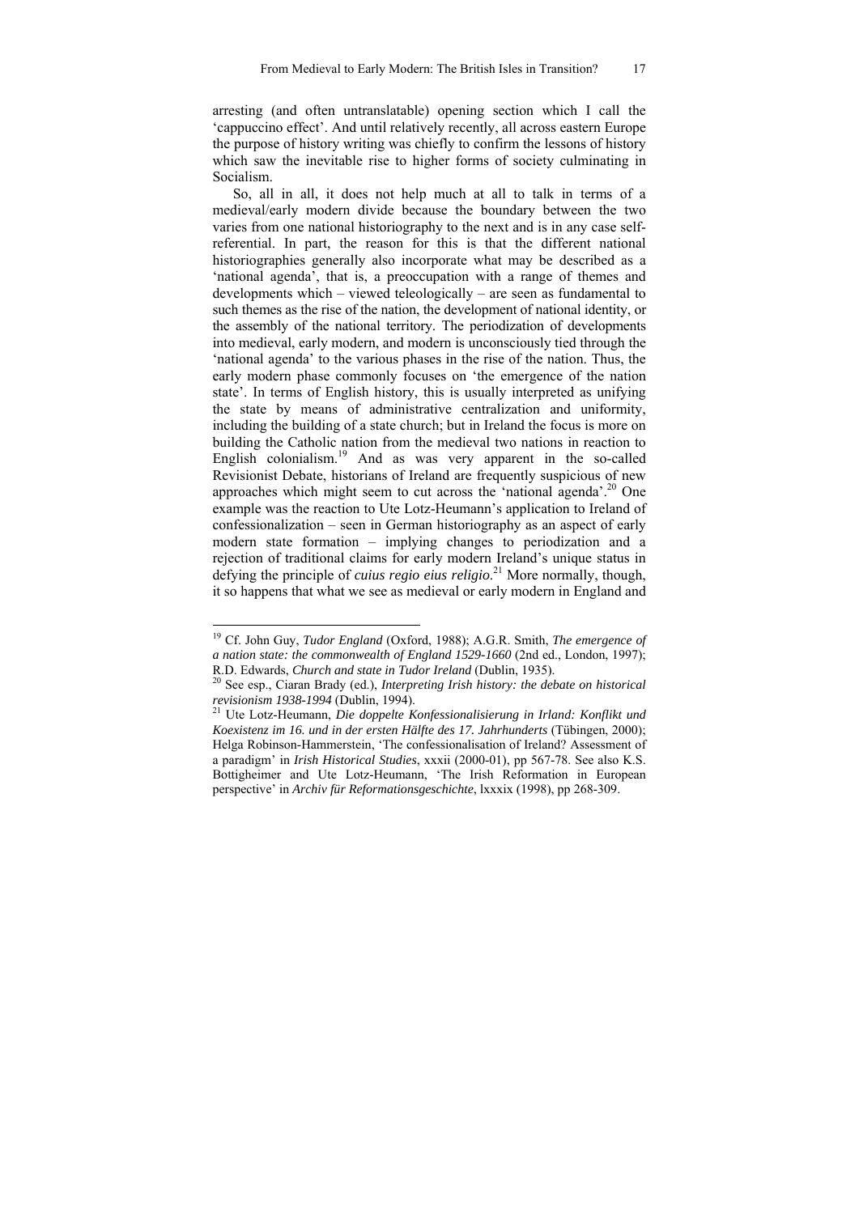arresting (and often untranslatable) opening section which I call the 'cappuccino effect'. And until relatively recently, all across eastern Europe the purpose of history writing was chiefly to confirm the lessons of history which saw the inevitable rise to higher forms of society culminating in Socialism.

So, all in all, it does not help much at all to talk in terms of a medieval/early modern divide because the boundary between the two varies from one national historiography to the next and is in any case self-referential. In part, the reason for this is that the different national historiographies generally also incorporate what may be described as a 'national agenda', that is, a preoccupation with a range of themes and developments which – viewed teleologically – are seen as fundamental to such themes as the rise of the nation, the development of national identity, or the assembly of the national territory. The periodization of developments into medieval, early modern, and modern is unconsciously tied through the 'national agenda' to the various phases in the rise of the nation. Thus, the early modern phase commonly focuses on 'the emergence of the nation state'. In terms of English history, this is usually interpreted as unifying the state by means of administrative centralization and uniformity, including the building of a state church; but in Ireland the focus is more on building the Catholic nation from the medieval two nations in reaction to English colonialism.[19] And as was very apparent in the so-called Revisionist Debate, historians of Ireland are frequently suspicious of new approaches which might seem to cut across the 'national agenda'.[20] One example was the reaction to Ute Lotz-Heumann's application to Ireland of confessionalization – seen in German historiography as an aspect of early modern state formation – implying changes to periodization and a rejection of traditional claims for early modern Ireland's unique status in defying the principle of *cuius regio eius religio*.[21] More normally, though, it so happens that what we see as medieval or early modern in England and

---

[19] Cf. John Guy, *Tudor England* (Oxford, 1988); A.G.R. Smith, *The emergence of a nation state: the commonwealth of England 1529-1660* (2nd ed., London, 1997); R.D. Edwards, *Church and state in Tudor Ireland* (Dublin, 1935).

[20] See esp., Ciaran Brady (ed.), *Interpreting Irish history: the debate on historical revisionism 1938-1994* (Dublin, 1994).

[21] Ute Lotz-Heumann, *Die doppelte Konfessionalisierung in Irland: Konflikt und Koexistenz im 16. und in der ersten Hälfte des 17. Jahrhunderts* (Tübingen, 2000); Helga Robinson-Hammerstein, 'The confessionalisation of Ireland? Assessment of a paradigm' in *Irish Historical Studies*, xxxii (2000-01), pp 567-78. See also K.S. Bottigheimer and Ute Lotz-Heumann, 'The Irish Reformation in European perspective' in *Archiv für Reformationsgeschichte*, lxxxix (1998), pp 268-309.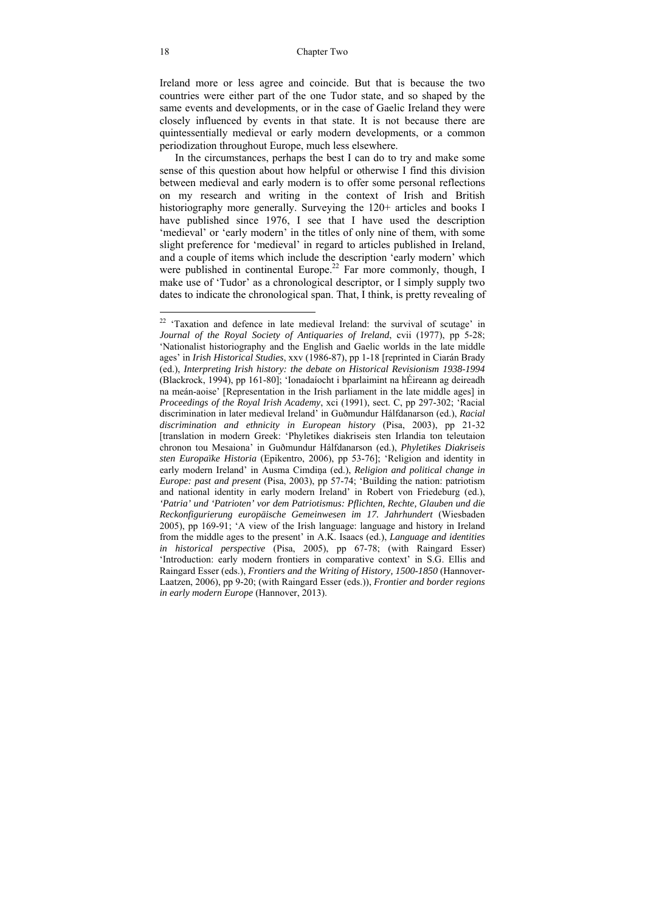Ireland more or less agree and coincide. But that is because the two countries were either part of the one Tudor state, and so shaped by the same events and developments, or in the case of Gaelic Ireland they were closely influenced by events in that state. It is not because there are quintessentially medieval or early modern developments, or a common periodization throughout Europe, much less elsewhere.

In the circumstances, perhaps the best I can do to try and make some sense of this question about how helpful or otherwise I find this division between medieval and early modern is to offer some personal reflections on my research and writing in the context of Irish and British historiography more generally. Surveying the 120+ articles and books I have published since 1976, I see that I have used the description 'medieval' or 'early modern' in the titles of only nine of them, with some slight preference for 'medieval' in regard to articles published in Ireland, and a couple of items which include the description 'early modern' which were published in continental Europe.[22] Far more commonly, though, I make use of 'Tudor' as a chronological descriptor, or I simply supply two dates to indicate the chronological span. That, I think, is pretty revealing of

---

[22] 'Taxation and defence in late medieval Ireland: the survival of scutage' in *Journal of the Royal Society of Antiquaries of Ireland*, cvii (1977), pp 5-28; 'Nationalist historiography and the English and Gaelic worlds in the late middle ages' in *Irish Historical Studies*, xxv (1986-87), pp 1-18 [reprinted in Ciarán Brady (ed.), *Interpreting Irish history: the debate on Historical Revisionism 1938-1994* (Blackrock, 1994), pp 161-80]; 'Ionadaíocht i bparlaimint na hÉireann ag deireadh na meán-aoise' [Representation in the Irish parliament in the late middle ages] in *Proceedings of the Royal Irish Academy*, xci (1991), sect. C, pp 297-302; 'Racial discrimination in later medieval Ireland' in Guðmundur Hálfdanarson (ed.), *Racial discrimination and ethnicity in European history* (Pisa, 2003), pp 21-32 [translation in modern Greek: 'Phyletikes diakriseis sten Irlandia ton teleutaion chronon tou Mesaiona' in Guðmundur Hálfdanarson (ed.), *Phyletikes Diakriseis sten Europaïke Historia* (Epikentro, 2006), pp 53-76]; 'Religion and identity in early modern Ireland' in Ausma Cimdiņa (ed.), *Religion and political change in Europe: past and present* (Pisa, 2003), pp 57-74; 'Building the nation: patriotism and national identity in early modern Ireland' in Robert von Friedeburg (ed.), *'Patria' und 'Patrioten' vor dem Patriotismus: Pflichten, Rechte, Glauben und die Reckonfigurierung europäische Gemeinwesen im 17. Jahrhundert* (Wiesbaden 2005), pp 169-91; 'A view of the Irish language: language and history in Ireland from the middle ages to the present' in A.K. Isaacs (ed.), *Language and identities in historical perspective* (Pisa, 2005), pp 67-78; (with Raingard Esser) 'Introduction: early modern frontiers in comparative context' in S.G. Ellis and Raingard Esser (eds.), *Frontiers and the Writing of History, 1500-1850* (Hannover-Laatzen, 2006), pp 9-20; (with Raingard Esser (eds.)), *Frontier and border regions in early modern Europe* (Hannover, 2013).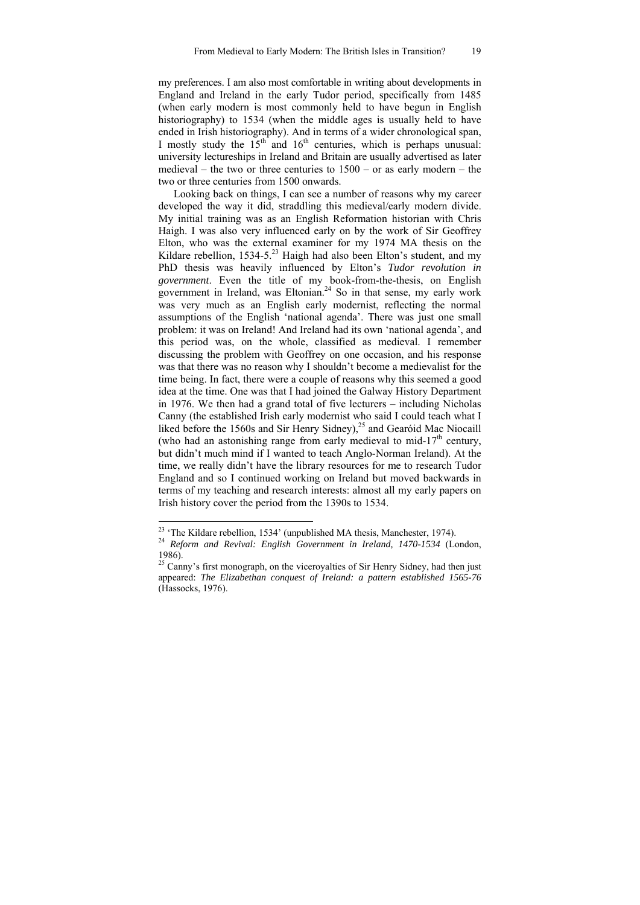my preferences. I am also most comfortable in writing about developments in England and Ireland in the early Tudor period, specifically from 1485 (when early modern is most commonly held to have begun in English historiography) to 1534 (when the middle ages is usually held to have ended in Irish historiography). And in terms of a wider chronological span, I mostly study the 15th and 16th centuries, which is perhaps unusual: university lectureships in Ireland and Britain are usually advertised as later medieval – the two or three centuries to 1500 – or as early modern – the two or three centuries from 1500 onwards.

Looking back on things, I can see a number of reasons why my career developed the way it did, straddling this medieval/early modern divide. My initial training was as an English Reformation historian with Chris Haigh. I was also very influenced early on by the work of Sir Geoffrey Elton, who was the external examiner for my 1974 MA thesis on the Kildare rebellion, 1534-5.[23] Haigh had also been Elton's student, and my PhD thesis was heavily influenced by Elton's *Tudor revolution in government*. Even the title of my book-from-the-thesis, on English government in Ireland, was Eltonian.[24] So in that sense, my early work was very much as an English early modernist, reflecting the normal assumptions of the English 'national agenda'. There was just one small problem: it was on Ireland! And Ireland had its own 'national agenda', and this period was, on the whole, classified as medieval. I remember discussing the problem with Geoffrey on one occasion, and his response was that there was no reason why I shouldn't become a medievalist for the time being. In fact, there were a couple of reasons why this seemed a good idea at the time. One was that I had joined the Galway History Department in 1976. We then had a grand total of five lecturers – including Nicholas Canny (the established Irish early modernist who said I could teach what I liked before the 1560s and Sir Henry Sidney),[25] and Gearóid Mac Niocaill (who had an astonishing range from early medieval to mid-17th century, but didn't much mind if I wanted to teach Anglo-Norman Ireland). At the time, we really didn't have the library resources for me to research Tudor England and so I continued working on Ireland but moved backwards in terms of my teaching and research interests: almost all my early papers on Irish history cover the period from the 1390s to 1534.

---

[23] 'The Kildare rebellion, 1534' (unpublished MA thesis, Manchester, 1974).

[24] *Reform and Revival: English Government in Ireland, 1470-1534* (London, 1986).

[25] Canny's first monograph, on the viceroyalties of Sir Henry Sidney, had then just appeared: *The Elizabethan conquest of Ireland: a pattern established 1565-76* (Hassocks, 1976).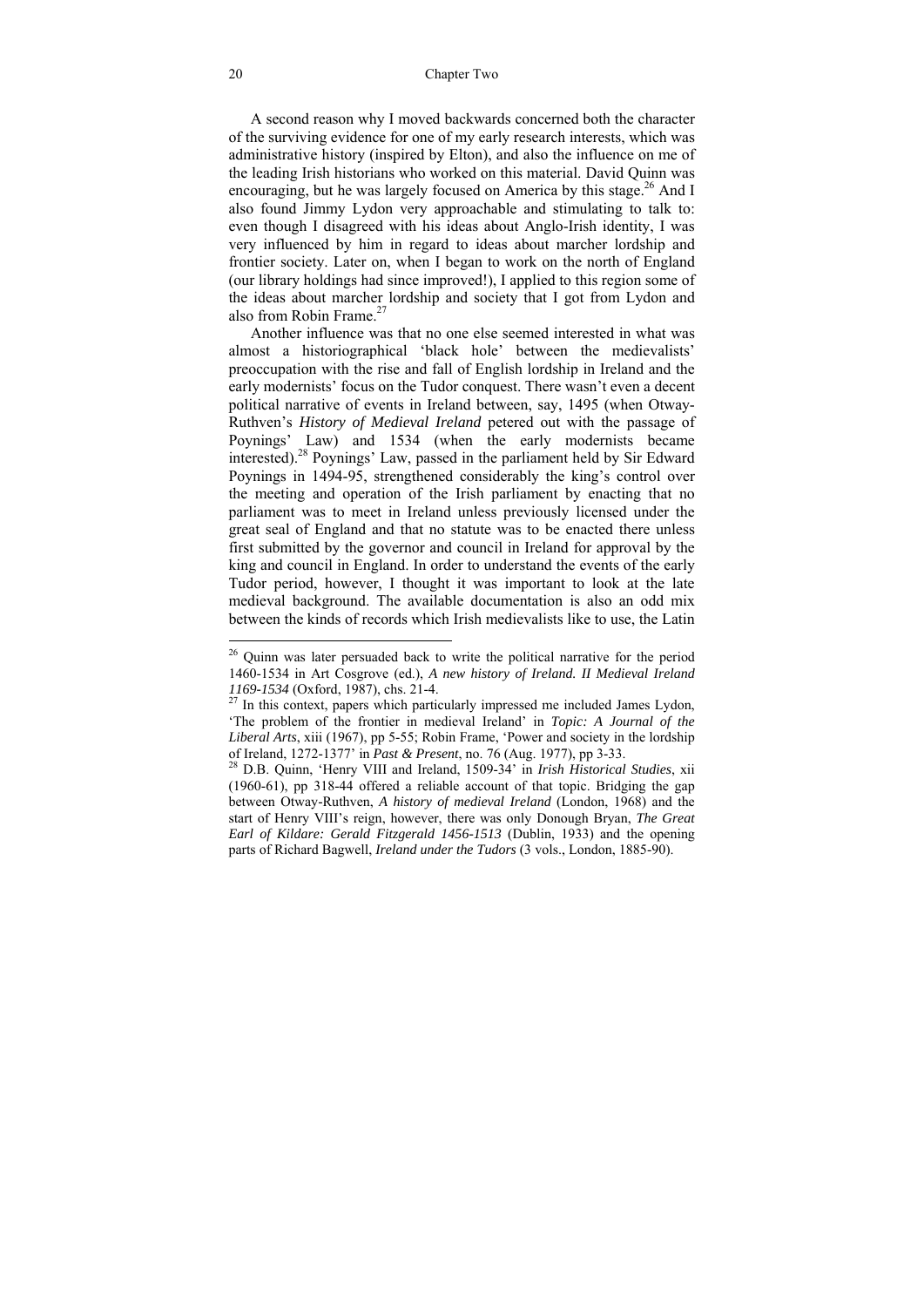A second reason why I moved backwards concerned both the character of the surviving evidence for one of my early research interests, which was administrative history (inspired by Elton), and also the influence on me of the leading Irish historians who worked on this material. David Quinn was encouraging, but he was largely focused on America by this stage.[26] And I also found Jimmy Lydon very approachable and stimulating to talk to: even though I disagreed with his ideas about Anglo-Irish identity, I was very influenced by him in regard to ideas about marcher lordship and frontier society. Later on, when I began to work on the north of England (our library holdings had since improved!), I applied to this region some of the ideas about marcher lordship and society that I got from Lydon and also from Robin Frame.[27]

Another influence was that no one else seemed interested in what was almost a historiographical 'black hole' between the medievalists' preoccupation with the rise and fall of English lordship in Ireland and the early modernists' focus on the Tudor conquest. There wasn't even a decent political narrative of events in Ireland between, say, 1495 (when Otway-Ruthven's *History of Medieval Ireland* petered out with the passage of Poynings' Law) and 1534 (when the early modernists became interested).[28] Poynings' Law, passed in the parliament held by Sir Edward Poynings in 1494-95, strengthened considerably the king's control over the meeting and operation of the Irish parliament by enacting that no parliament was to meet in Ireland unless previously licensed under the great seal of England and that no statute was to be enacted there unless first submitted by the governor and council in Ireland for approval by the king and council in England. In order to understand the events of the early Tudor period, however, I thought it was important to look at the late medieval background. The available documentation is also an odd mix between the kinds of records which Irish medievalists like to use, the Latin

---

[26] Quinn was later persuaded back to write the political narrative for the period 1460-1534 in Art Cosgrove (ed.), *A new history of Ireland. II Medieval Ireland 1169-1534* (Oxford, 1987), chs. 21-4.

[27] In this context, papers which particularly impressed me included James Lydon, 'The problem of the frontier in medieval Ireland' in *Topic: A Journal of the Liberal Arts*, xiii (1967), pp 5-55; Robin Frame, 'Power and society in the lordship of Ireland, 1272-1377' in *Past & Present*, no. 76 (Aug. 1977), pp 3-33.

[28] D.B. Quinn, 'Henry VIII and Ireland, 1509-34' in *Irish Historical Studies*, xii (1960-61), pp 318-44 offered a reliable account of that topic. Bridging the gap between Otway-Ruthven, *A history of medieval Ireland* (London, 1968) and the start of Henry VIII's reign, however, there was only Donough Bryan, *The Great Earl of Kildare: Gerald Fitzgerald 1456-1513* (Dublin, 1933) and the opening parts of Richard Bagwell, *Ireland under the Tudors* (3 vols., London, 1885-90).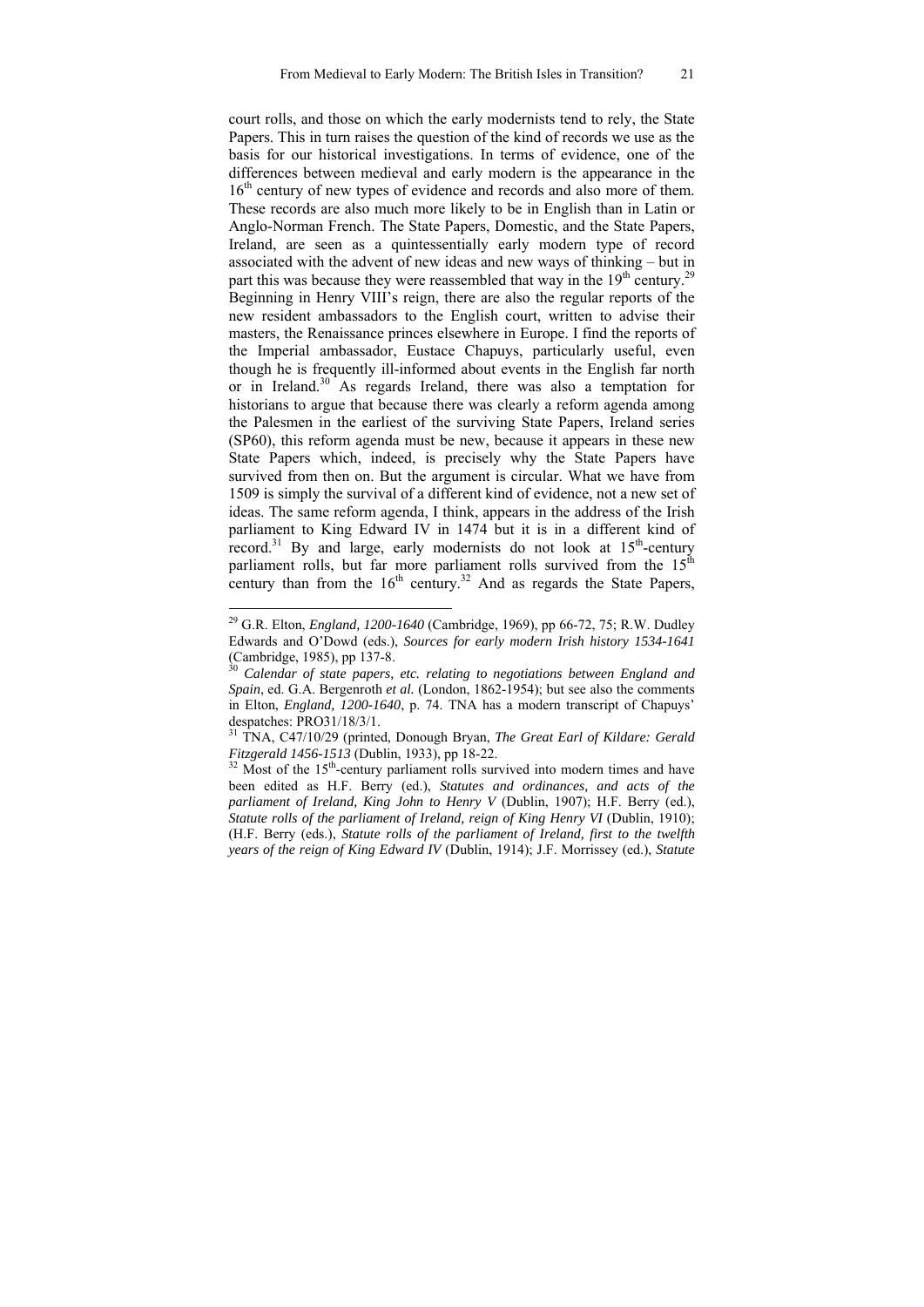court rolls, and those on which the early modernists tend to rely, the State Papers. This in turn raises the question of the kind of records we use as the basis for our historical investigations. In terms of evidence, one of the differences between medieval and early modern is the appearance in the 16th century of new types of evidence and records and also more of them. These records are also much more likely to be in English than in Latin or Anglo-Norman French. The State Papers, Domestic, and the State Papers, Ireland, are seen as a quintessentially early modern type of record associated with the advent of new ideas and new ways of thinking – but in part this was because they were reassembled that way in the 19th century.[29] Beginning in Henry VIII's reign, there are also the regular reports of the new resident ambassadors to the English court, written to advise their masters, the Renaissance princes elsewhere in Europe. I find the reports of the Imperial ambassador, Eustace Chapuys, particularly useful, even though he is frequently ill-informed about events in the English far north or in Ireland.[30] As regards Ireland, there was also a temptation for historians to argue that because there was clearly a reform agenda among the Palesmen in the earliest of the surviving State Papers, Ireland series (SP60), this reform agenda must be new, because it appears in these new State Papers which, indeed, is precisely why the State Papers have survived from then on. But the argument is circular. What we have from 1509 is simply the survival of a different kind of evidence, not a new set of ideas. The same reform agenda, I think, appears in the address of the Irish parliament to King Edward IV in 1474 but it is in a different kind of record.[31] By and large, early modernists do not look at 15th-century parliament rolls, but far more parliament rolls survived from the 15th century than from the 16th century.[32] And as regards the State Papers,

---

[29] G.R. Elton, *England, 1200-1640* (Cambridge, 1969), pp 66-72, 75; R.W. Dudley Edwards and O'Dowd (eds.), *Sources for early modern Irish history 1534-1641* (Cambridge, 1985), pp 137-8.

[30] *Calendar of state papers, etc. relating to negotiations between England and Spain*, ed. G.A. Bergenroth *et al.* (London, 1862-1954); but see also the comments in Elton, *England, 1200-1640*, p. 74. TNA has a modern transcript of Chapuys' despatches: PRO31/18/3/1.

[31] TNA, C47/10/29 (printed, Donough Bryan, *The Great Earl of Kildare: Gerald Fitzgerald 1456-1513* (Dublin, 1933), pp 18-22.

[32] Most of the 15th-century parliament rolls survived into modern times and have been edited as H.F. Berry (ed.), *Statutes and ordinances, and acts of the parliament of Ireland, King John to Henry V* (Dublin, 1907); H.F. Berry (ed.), *Statute rolls of the parliament of Ireland, reign of King Henry VI* (Dublin, 1910); (H.F. Berry (eds.), *Statute rolls of the parliament of Ireland, first to the twelfth years of the reign of King Edward IV* (Dublin, 1914); J.F. Morrissey (ed.), *Statute*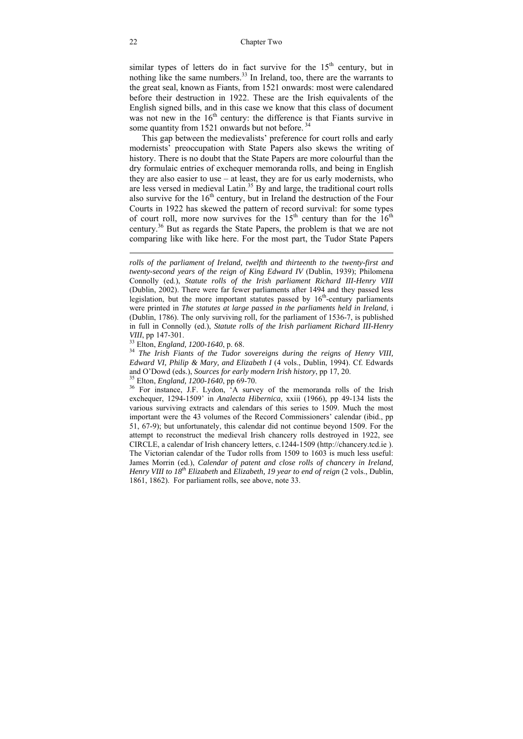similar types of letters do in fact survive for the $15^{th}$ century, but in nothing like the same numbers.[33] In Ireland, too, there are the warrants to the great seal, known as Fiants, from 1521 onwards: most were calendared before their destruction in 1922. These are the Irish equivalents of the English signed bills, and in this case we know that this class of document was not new in the $16^{th}$ century: the difference is that Fiants survive in some quantity from 1521 onwards but not before.[34]

This gap between the medievalists' preference for court rolls and early modernists' preoccupation with State Papers also skews the writing of history. There is no doubt that the State Papers are more colourful than the dry formulaic entries of exchequer memoranda rolls, and being in English they are also easier to use – at least, they are for us early modernists, who are less versed in medieval Latin.[35] By and large, the traditional court rolls also survive for the $16^{th}$ century, but in Ireland the destruction of the Four Courts in 1922 has skewed the pattern of record survival: for some types of court roll, more now survives for the $15^{th}$ century than for the $16^{th}$ century.[36] But as regards the State Papers, the problem is that we are not comparing like with like here. For the most part, the Tudor State Papers

---

*rolls of the parliament of Ireland, twelfth and thirteenth to the twenty-first and twenty-second years of the reign of King Edward IV* (Dublin, 1939); Philomena Connolly (ed.), *Statute rolls of the Irish parliament Richard III-Henry VIII* (Dublin, 2002). There were far fewer parliaments after 1494 and they passed less legislation, but the more important statutes passed by $16^{th}$-century parliaments were printed in *The statutes at large passed in the parliaments held in Ireland*, i (Dublin, 1786). The only surviving roll, for the parliament of 1536-7, is published in full in Connolly (ed.), *Statute rolls of the Irish parliament Richard III-Henry VIII*, pp 147-301.

[33] Elton, *England, 1200-1640*, p. 68.

[34] *The Irish Fiants of the Tudor sovereigns during the reigns of Henry VIII, Edward VI, Philip & Mary, and Elizabeth I* (4 vols., Dublin, 1994). Cf. Edwards and O'Dowd (eds.), *Sources for early modern Irish history*, pp 17, 20.

[35] Elton, *England, 1200-1640*, pp 69-70.

[36] For instance, J.F. Lydon, 'A survey of the memoranda rolls of the Irish exchequer, 1294-1509' in *Analecta Hibernica*, xxiii (1966), pp 49-134 lists the various surviving extracts and calendars of this series to 1509. Much the most important were the 43 volumes of the Record Commissioners' calendar (ibid., pp 51, 67-9); but unfortunately, this calendar did not continue beyond 1509. For the attempt to reconstruct the medieval Irish chancery rolls destroyed in 1922, see CIRCLE, a calendar of Irish chancery letters, c.1244-1509 (http://chancery.tcd.ie ). The Victorian calendar of the Tudor rolls from 1509 to 1603 is much less useful: James Morrin (ed.), *Calendar of patent and close rolls of chancery in Ireland, Henry VIII to 18th Elizabeth* and *Elizabeth, 19 year to end of reign* (2 vols., Dublin, 1861, 1862). For parliament rolls, see above, note 33.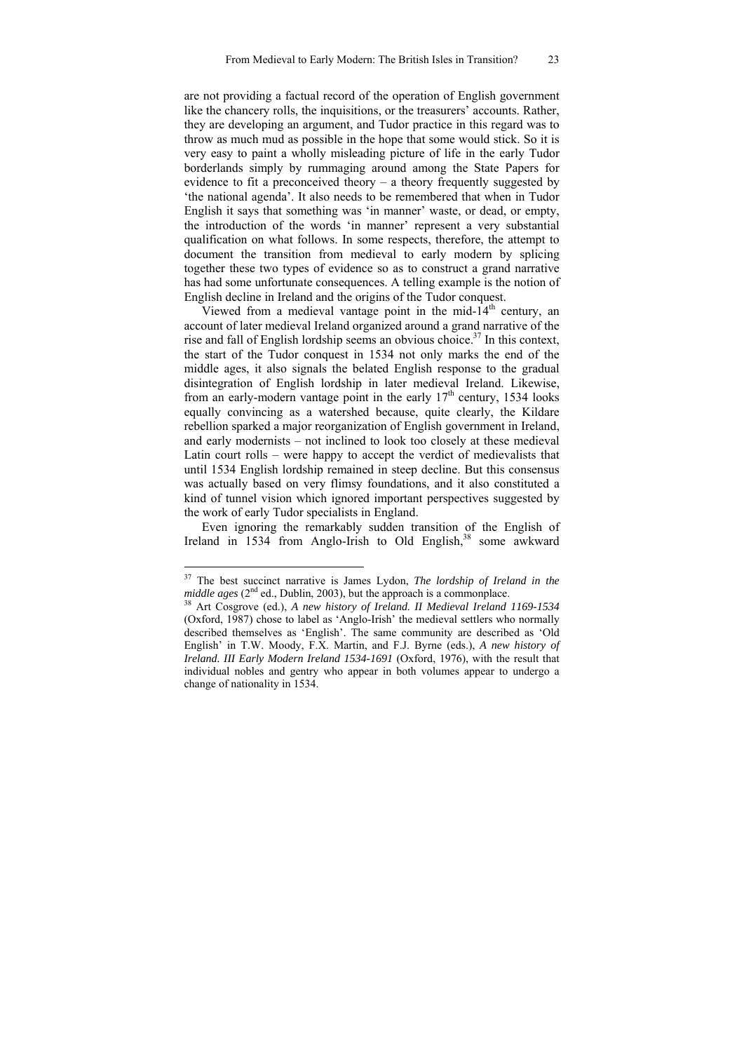are not providing a factual record of the operation of English government like the chancery rolls, the inquisitions, or the treasurers' accounts. Rather, they are developing an argument, and Tudor practice in this regard was to throw as much mud as possible in the hope that some would stick. So it is very easy to paint a wholly misleading picture of life in the early Tudor borderlands simply by rummaging around among the State Papers for evidence to fit a preconceived theory – a theory frequently suggested by 'the national agenda'. It also needs to be remembered that when in Tudor English it says that something was 'in manner' waste, or dead, or empty, the introduction of the words 'in manner' represent a very substantial qualification on what follows. In some respects, therefore, the attempt to document the transition from medieval to early modern by splicing together these two types of evidence so as to construct a grand narrative has had some unfortunate consequences. A telling example is the notion of English decline in Ireland and the origins of the Tudor conquest.

Viewed from a medieval vantage point in the mid-14th century, an account of later medieval Ireland organized around a grand narrative of the rise and fall of English lordship seems an obvious choice.[37] In this context, the start of the Tudor conquest in 1534 not only marks the end of the middle ages, it also signals the belated English response to the gradual disintegration of English lordship in later medieval Ireland. Likewise, from an early-modern vantage point in the early 17th century, 1534 looks equally convincing as a watershed because, quite clearly, the Kildare rebellion sparked a major reorganization of English government in Ireland, and early modernists – not inclined to look too closely at these medieval Latin court rolls – were happy to accept the verdict of medievalists that until 1534 English lordship remained in steep decline. But this consensus was actually based on very flimsy foundations, and it also constituted a kind of tunnel vision which ignored important perspectives suggested by the work of early Tudor specialists in England.

Even ignoring the remarkably sudden transition of the English of Ireland in 1534 from Anglo-Irish to Old English,[38] some awkward

---

[37] The best succinct narrative is James Lydon, *The lordship of Ireland in the middle ages* (2nd ed., Dublin, 2003), but the approach is a commonplace.

[38] Art Cosgrove (ed.), *A new history of Ireland. II Medieval Ireland 1169-1534* (Oxford, 1987) chose to label as 'Anglo-Irish' the medieval settlers who normally described themselves as 'English'. The same community are described as 'Old English' in T.W. Moody, F.X. Martin, and F.J. Byrne (eds.), *A new history of Ireland. III Early Modern Ireland 1534-1691* (Oxford, 1976), with the result that individual nobles and gentry who appear in both volumes appear to undergo a change of nationality in 1534.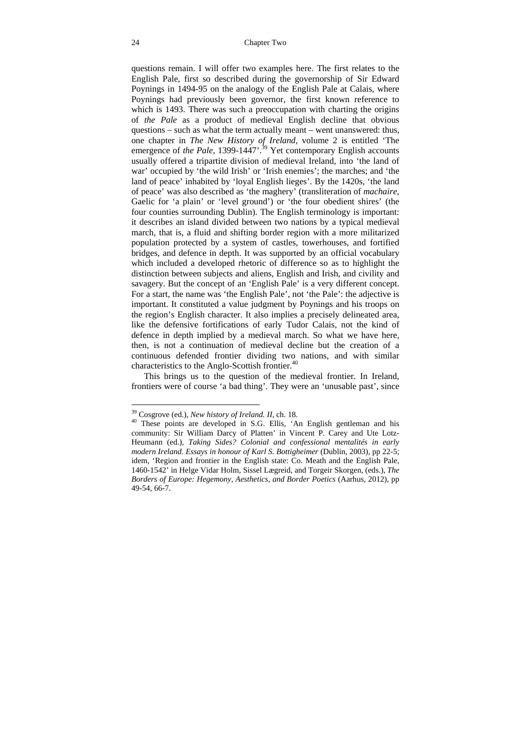questions remain. I will offer two examples here. The first relates to the English Pale, first so described during the governorship of Sir Edward Poynings in 1494-95 on the analogy of the English Pale at Calais, where Poynings had previously been governor, the first known reference to which is 1493. There was such a preoccupation with charting the origins of *the Pale* as a product of medieval English decline that obvious questions – such as what the term actually meant – went unanswered: thus, one chapter in *The New History of Ireland*, volume 2 is entitled 'The emergence of *the Pale*, 1399-1447'.[39] Yet contemporary English accounts usually offered a tripartite division of medieval Ireland, into 'the land of war' occupied by 'the wild Irish' or 'Irish enemies'; the marches; and 'the land of peace' inhabited by 'loyal English lieges'. By the 1420s, 'the land of peace' was also described as 'the maghery' (transliteration of *machaire*, Gaelic for 'a plain' or 'level ground') or 'the four obedient shires' (the four counties surrounding Dublin). The English terminology is important: it describes an island divided between two nations by a typical medieval march, that is, a fluid and shifting border region with a more militarized population protected by a system of castles, towerhouses, and fortified bridges, and defence in depth. It was supported by an official vocabulary which included a developed rhetoric of difference so as to highlight the distinction between subjects and aliens, English and Irish, and civility and savagery. But the concept of an 'English Pale' is a very different concept. For a start, the name was 'the English Pale', not 'the Pale': the adjective is important. It constituted a value judgment by Poynings and his troops on the region's English character. It also implies a precisely delineated area, like the defensive fortifications of early Tudor Calais, not the kind of defence in depth implied by a medieval march. So what we have here, then, is not a continuation of medieval decline but the creation of a continuous defended frontier dividing two nations, and with similar characteristics to the Anglo-Scottish frontier.[40]

This brings us to the question of the medieval frontier. In Ireland, frontiers were of course 'a bad thing'. They were an 'unusable past', since

---

[39] Cosgrove (ed.), *New history of Ireland. II*, ch. 18.

[40] These points are developed in S.G. Ellis, 'An English gentleman and his community: Sir William Darcy of Platten' in Vincent P. Carey and Ute Lotz-Heumann (ed.), *Taking Sides? Colonial and confessional mentalités in early modern Ireland. Essays in honour of Karl S. Bottigheimer* (Dublin, 2003), pp 22-5; idem, 'Region and frontier in the English state: Co. Meath and the English Pale, 1460-1542' in Helge Vidar Holm, Sissel Lægreid, and Torgeir Skorgen, (eds.), *The Borders of Europe: Hegemony, Aesthetics, and Border Poetics* (Aarhus, 2012), pp 49-54, 66-7.